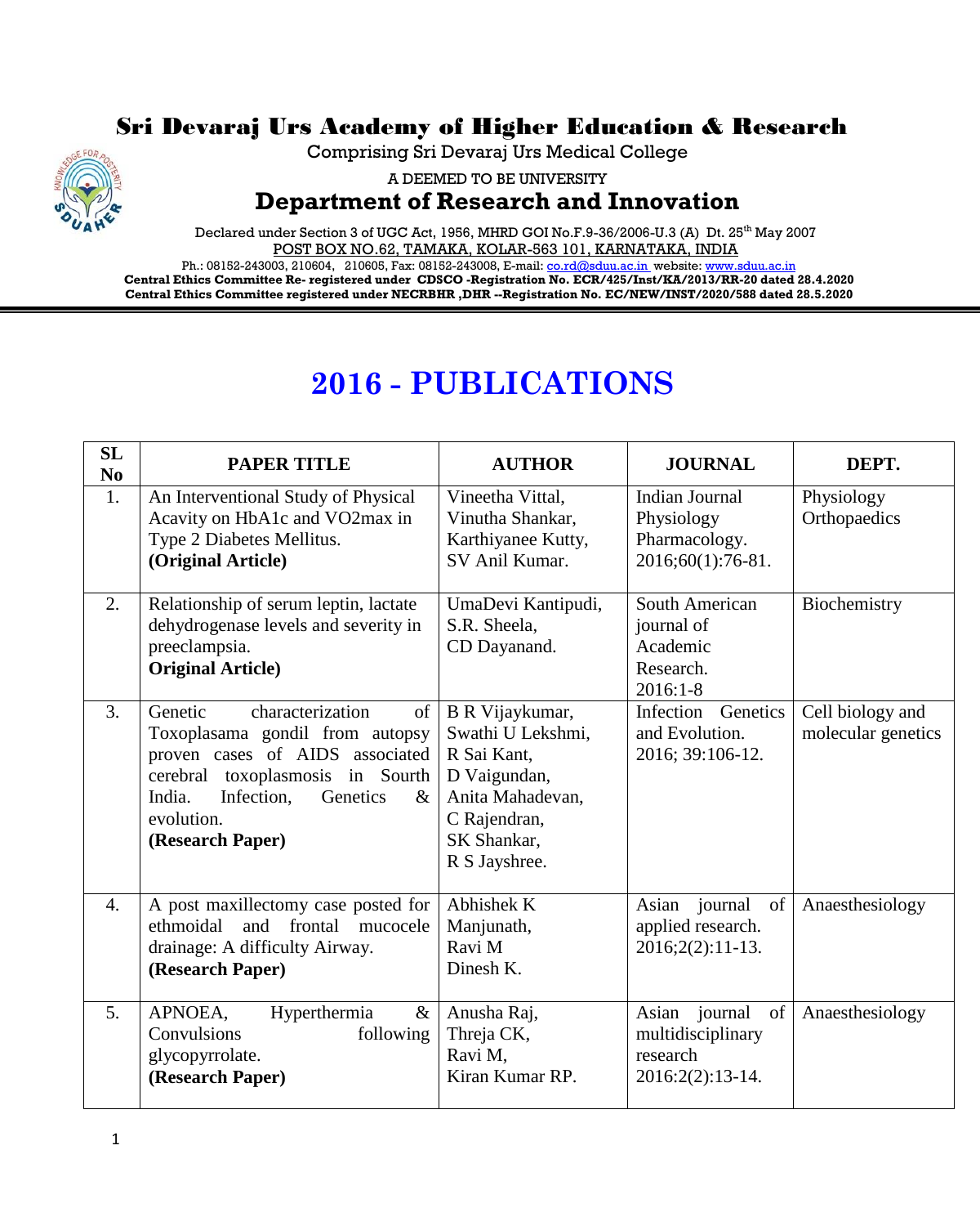# Sri Devaraj Urs Academy of Higher Education & Research

Comprising Sri Devaraj Urs Medical College

A DEEMED TO BE UNIVERSITY

## Department of Research and Innovation

Declared under Section 3 of UGC Act, 1956, MHRD GOI No.F.9-36/2006-U.3 (A) Dt. 25th May 2007

POST BOX NO.62, TAMAKA, KOLAR-563 101, KARNATAKA, INDIA

Ph.: 08152-243003, 210604, 210605, Fax: 08152-243008, E-mail: co.rd@sduu.ac.in website: www.sduu.ac.in

**Central Ethics Committee Re- registered under CDSCO -Registration No. ECR/425/Inst/KA/2013/RR-20 dated 28.4.2020**

**Central Ethics Committee registered under NECRBHR ,DHR --Registration No. EC/NEW/INST/2020/588 dated 28.5.2020**

# 2016 - PUBLICATIONS

| SL No | PAPER TITLE | AUTHOR | JOURNAL | DEPT. |
|---|---|---|---|---|
| 1. | An Interventional Study of Physical Acavity on HbA1c and VO2max in Type 2 Diabetes Mellitus. **(Original Article)** | Vineetha Vittal, Vinutha Shankar, Karthiyanee Kutty, SV Anil Kumar. | Indian Journal Physiology Pharmacology. 2016;60(1):76-81. | Physiology Orthopaedics |
| 2. | Relationship of serum leptin, lactate dehydrogenase levels and severity in preeclampsia. **Original Article)** | UmaDevi Kantipudi, S.R. Sheela, CD Dayanand. | South American journal of Academic Research. 2016:1-8 | Biochemistry |
| 3. | Genetic characterization of Toxoplasama gondil from autopsy proven cases of AIDS associated cerebral toxoplasmosis in South India. Infection, Genetics & evolution. **(Research Paper)** | B R Vijaykumar, Swathi U Lekshmi, R Sai Kant, D Vaigundan, Anita Mahadevan, C Rajendran, SK Shankar, R S Jayshree. | Infection Genetics and Evolution. 2016; 39:106-12. | Cell biology and molecular genetics |
| 4. | A post maxillectomy case posted for ethmoidal and frontal mucocele drainage: A difficulty Airway. **(Research Paper)** | Abhishek K Manjunath, Ravi M Dinesh K. | Asian journal of applied research. 2016;2(2):11-13. | Anaesthesiology |
| 5. | APNOEA, Hyperthermia & Convulsions following glycopyrrolate. **(Research Paper)** | Anusha Raj, Threja CK, Ravi M, Kiran Kumar RP. | Asian journal of multidisciplinary research 2016:2(2):13-14. | Anaesthesiology |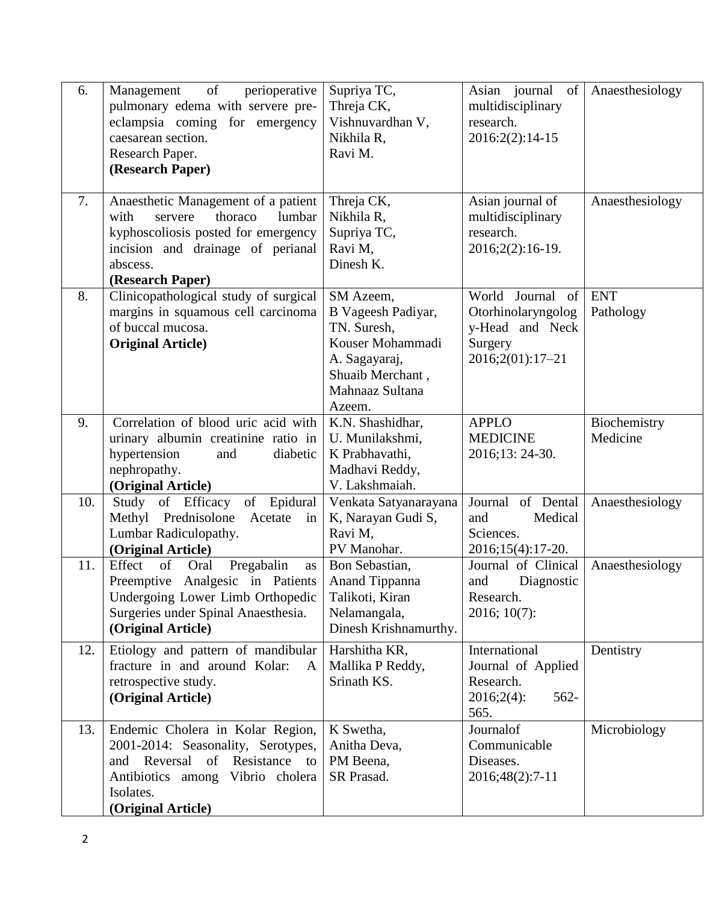| 6. | Management of perioperative pulmonary edema with servere pre-eclampsia coming for emergency caesarean section.<br>Research Paper.<br>**(Research Paper)** | Supriya TC,<br>Threja CK,<br>Vishnuvardhan V,<br>Nikhila R,<br>Ravi M. | Asian journal of multidisciplinary research.<br>2016:2(2):14-15 | Anaesthesiology |
|---|---|---|---|---|
| 7. | Anaesthetic Management of a patient with servere thoraco lumbar kyphoscoliosis posted for emergency incision and drainage of perianal abscess.<br>**(Research Paper)** | Threja CK,<br>Nikhila R,<br>Supriya TC,<br>Ravi M,<br>Dinesh K. | Asian journal of multidisciplinary research.<br>2016;2(2):16-19. | Anaesthesiology |
| 8. | Clinicopathological study of surgical margins in squamous cell carcinoma of buccal mucosa.<br>**Original Article)** | SM Azeem,<br>B Vageesh Padiyar,<br>TN. Suresh,<br>Kouser Mohammadi<br>A. Sagayaraj,<br>Shuaib Merchant ,<br>Mahnaaz Sultana Azeem. | World Journal of Otorhinolaryngology-Head and Neck Surgery<br>2016;2(01):17–21 | ENT<br>Pathology |
| 9. | Correlation of blood uric acid with urinary albumin creatinine ratio in hypertension and diabetic nephropathy.<br>**(Original Article)** | K.N. Shashidhar,<br>U. Munilakshmi,<br>K Prabhavathi,<br>Madhavi Reddy,<br>V. Lakshmaiah. | APPLO MEDICINE<br>2016;13: 24-30. | Biochemistry<br>Medicine |
| 10. | Study of Efficacy of Epidural Methyl Prednisolone Acetate in Lumbar Radiculopathy.<br>**(Original Article)** | Venkata Satyanarayana K, Narayan Gudi S,<br>Ravi M,<br>PV Manohar. | Journal of Dental and Medical Sciences.<br>2016;15(4):17-20. | Anaesthesiology |
| 11. | Effect of Oral Pregabalin as Preemptive Analgesic in Patients Undergoing Lower Limb Orthopedic Surgeries under Spinal Anaesthesia.<br>**(Original Article)** | Bon Sebastian,<br>Anand Tippanna Talikoti, Kiran Nelamangala,<br>Dinesh Krishnamurthy. | Journal of Clinical and Diagnostic Research.<br>2016; 10(7): | Anaesthesiology |
| 12. | Etiology and pattern of mandibular fracture in and around Kolar: A retrospective study.<br>**(Original Article)** | Harshitha KR,<br>Mallika P Reddy,<br>Srinath KS. | International Journal of Applied Research.<br>2016;2(4): 562-565. | Dentistry |
| 13. | Endemic Cholera in Kolar Region, 2001-2014: Seasonality, Serotypes, and Reversal of Resistance to Antibiotics among Vibrio cholera Isolates.<br>**(Original Article)** | K Swetha,<br>Anitha Deva,<br>PM Beena,<br>SR Prasad. | Journalof Communicable Diseases.<br>2016;48(2):7-11 | Microbiology |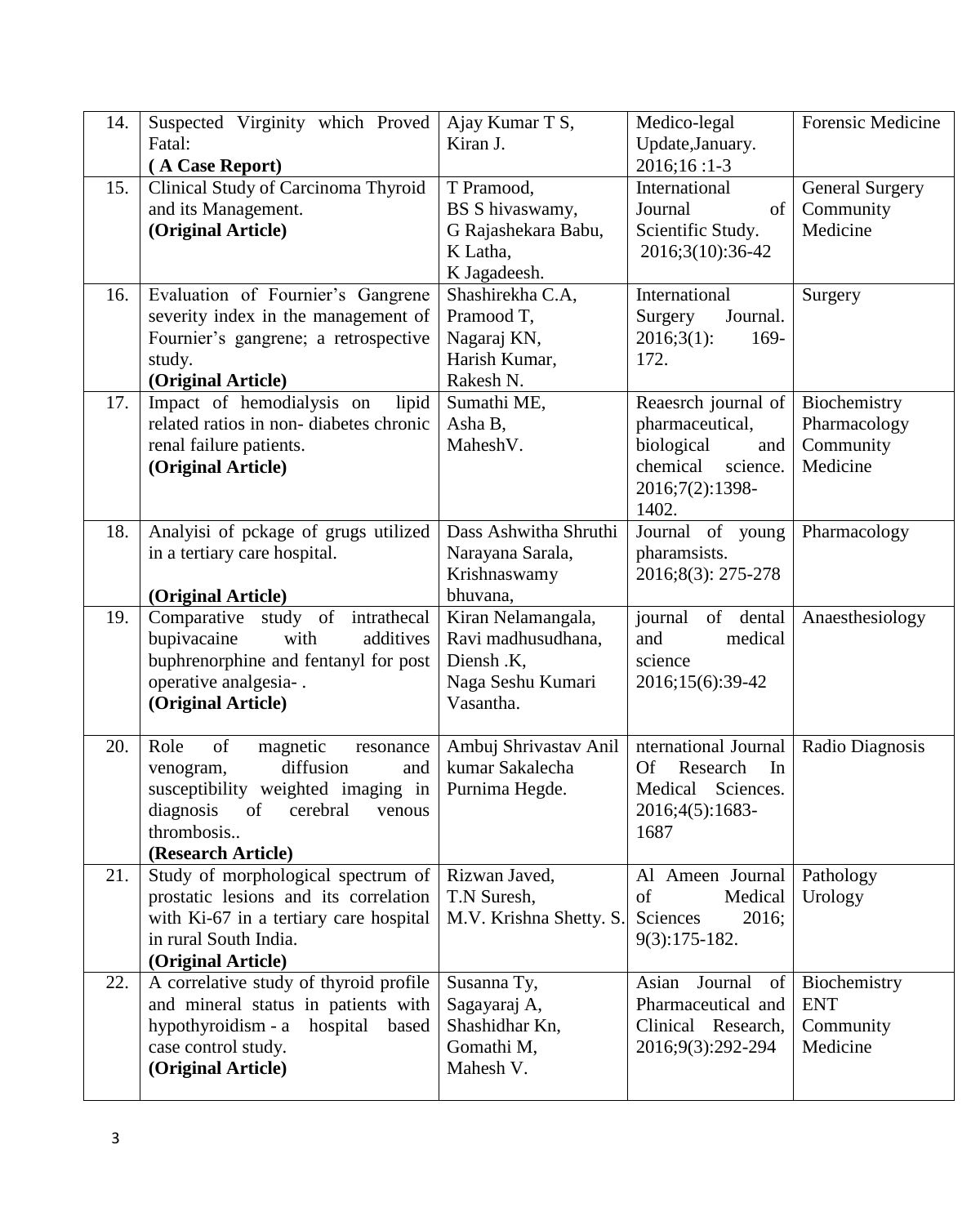| 14. | Suspected Virginity which Proved Fatal:<br>**( A Case Report)** | Ajay Kumar T S,<br>Kiran J. | Medico-legal Update,January. 2016;16 :1-3 | Forensic Medicine |
|---|---|---|---|---|
| 15. | Clinical Study of Carcinoma Thyroid and its Management.<br>**(Original Article)** | T Pramood,<br>BS S hivaswamy,<br>G Rajashekara Babu,<br>K Latha,<br>K Jagadeesh. | International Journal of Scientific Study. 2016;3(10):36-42 | General Surgery<br>Community Medicine |
| 16. | Evaluation of Fournier's Gangrene severity index in the management of Fournier's gangrene; a retrospective study.<br>**(Original Article)** | Shashirekha C.A,<br>Pramood T,<br>Nagaraj KN,<br>Harish Kumar,<br>Rakesh N. | International Surgery Journal. 2016;3(1): 169-172. | Surgery |
| 17. | Impact of hemodialysis on lipid related ratios in non- diabetes chronic renal failure patients.<br>**(Original Article)** | Sumathi ME,<br>Asha B,<br>MaheshV. | Reaesrch journal of pharmaceutical, biological and chemical science. 2016;7(2):1398-1402. | Biochemistry<br>Pharmacology<br>Community Medicine |
| 18. | Analyisi of pckage of grugs utilized in a tertiary care hospital.<br><br>**(Original Article)** | Dass Ashwitha Shruthi<br>Narayana Sarala,<br>Krishnaswamy bhuvana, | Journal of young pharamsists. 2016;8(3): 275-278 | Pharmacology |
| 19. | Comparative study of intrathecal bupivacaine with additives buphrenorphine and fentanyl for post operative analgesia- .<br>**(Original Article)** | Kiran Nelamangala,<br>Ravi madhusudhana,<br>Diensh .K,<br>Naga Seshu Kumari Vasantha. | journal of dental and medical science 2016;15(6):39-42 | Anaesthesiology |
| 20. | Role of magnetic resonance venogram, diffusion and susceptibility weighted imaging in diagnosis of cerebral venous thrombosis..<br>**(Research Article)** | Ambuj Shrivastav Anil kumar Sakalecha Purnima Hegde. | nternational Journal Of Research In Medical Sciences. 2016;4(5):1683-1687 | Radio Diagnosis |
| 21. | Study of morphological spectrum of prostatic lesions and its correlation with Ki-67 in a tertiary care hospital in rural South India.<br>**(Original Article)** | Rizwan Javed,<br>T.N Suresh,<br>M.V. Krishna Shetty. S. | Al Ameen Journal of Medical Sciences 2016; 9(3):175-182. | Pathology<br>Urology |
| 22. | A correlative study of thyroid profile and mineral status in patients with hypothyroidism - a hospital based case control study.<br>**(Original Article)** | Susanna Ty,<br>Sagayaraj A,<br>Shashidhar Kn,<br>Gomathi M,<br>Mahesh V. | Asian Journal of Pharmaceutical and Clinical Research, 2016;9(3):292-294 | Biochemistry<br>ENT<br>Community Medicine |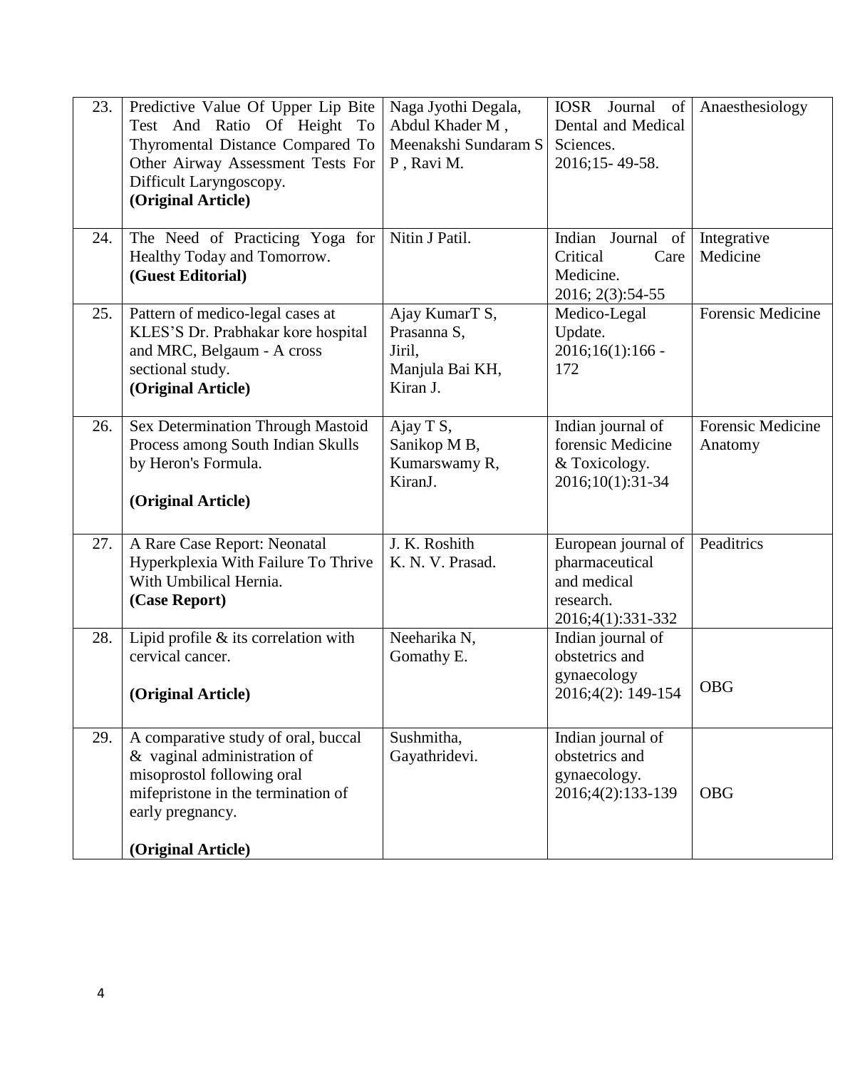| 23. | Predictive Value Of Upper Lip Bite Test And Ratio Of Height To Thyromental Distance Compared To Other Airway Assessment Tests For Difficult Laryngoscopy.<br>**(Original Article)** | Naga Jyothi Degala, Abdul Khader M , Meenakshi Sundaram S P , Ravi M. | IOSR Journal of Dental and Medical Sciences.<br>2016;15- 49-58. | Anaesthesiology |
|---|---|---|---|---|
| 24. | The Need of Practicing Yoga for Healthy Today and Tomorrow.<br>**(Guest Editorial)** | Nitin J Patil. | Indian Journal of Critical Care Medicine.<br>2016; 2(3):54-55 | Integrative Medicine |
| 25. | Pattern of medico-legal cases at KLES'S Dr. Prabhakar kore hospital and MRC, Belgaum - A cross sectional study.<br>**(Original Article)** | Ajay KumarT S,<br>Prasanna S,<br>Jiril,<br>Manjula Bai KH,<br>Kiran J. | Medico-Legal Update.<br>2016;16(1):166 - 172 | Forensic Medicine |
| 26. | Sex Determination Through Mastoid Process among South Indian Skulls by Heron's Formula.<br>**(Original Article)** | Ajay T S,<br>Sanikop M B,<br>Kumarswamy R,<br>KiranJ. | Indian journal of forensic Medicine & Toxicology.<br>2016;10(1):31-34 | Forensic Medicine<br>Anatomy |
| 27. | A Rare Case Report: Neonatal Hyperkplexia With Failure To Thrive With Umbilical Hernia.<br>**(Case Report)** | J. K. Roshith<br>K. N. V. Prasad. | European journal of pharmaceutical and medical research.<br>2016;4(1):331-332 | Peaditrics |
| 28. | Lipid profile & its correlation with cervical cancer.<br>**(Original Article)** | Neeharika N,<br>Gomathy E. | Indian journal of obstetrics and gynaecology<br>2016;4(2): 149-154 | OBG |
| 29. | A comparative study of oral, buccal & vaginal administration of misoprostol following oral mifepristone in the termination of early pregnancy.<br>**(Original Article)** | Sushmitha,<br>Gayathridevi. | Indian journal of obstetrics and gynaecology.<br>2016;4(2):133-139 | OBG |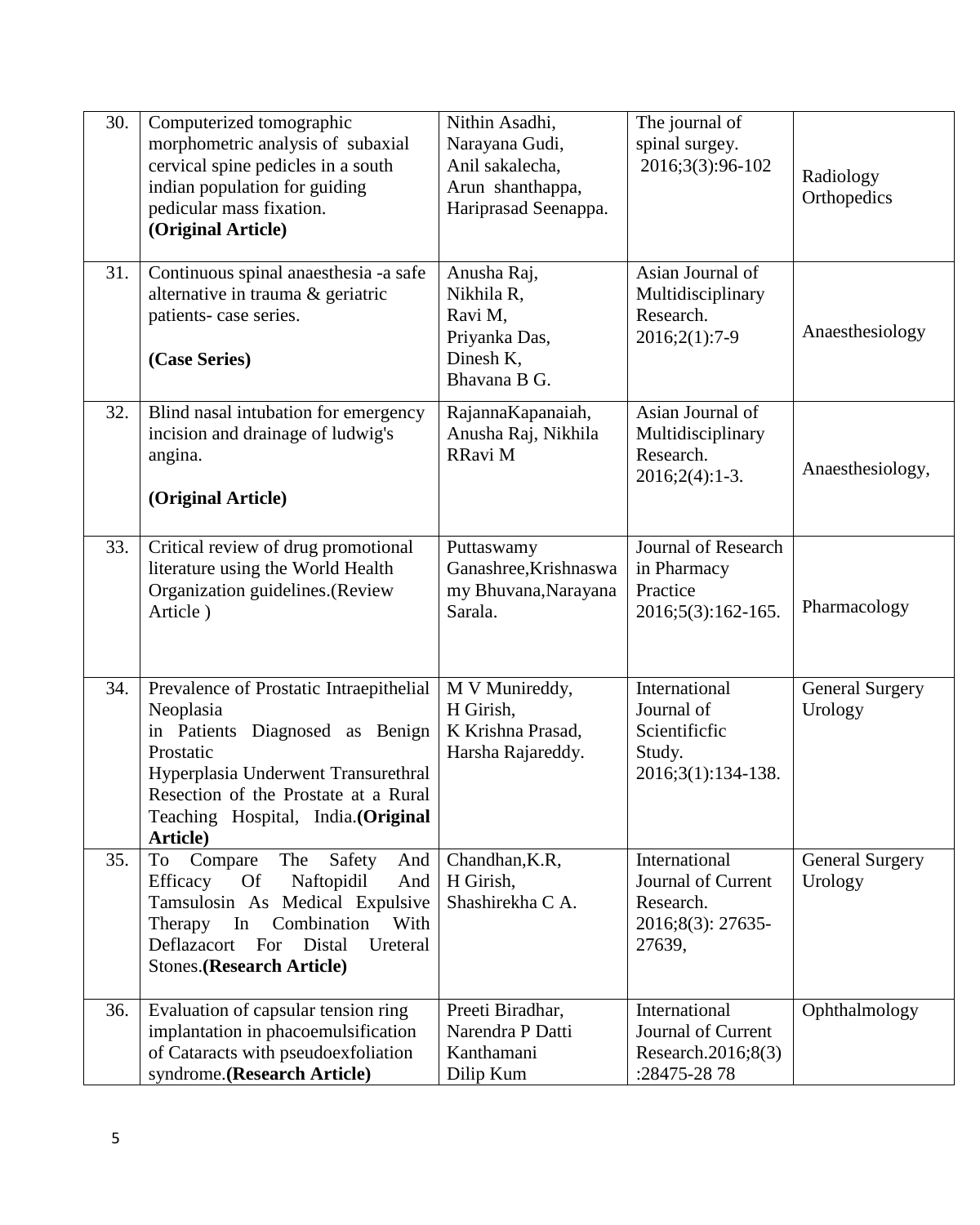| 30. | Computerized tomographic morphometric analysis of subaxial cervical spine pedicles in a south indian population for guiding pedicular mass fixation. **(Original Article)** | Nithin Asadhi, Narayana Gudi, Anil sakalecha, Arun shanthappa, Hariprasad Seenappa. | The journal of spinal surgey. 2016;3(3):96-102 | Radiology Orthopedics |
|---|---|---|---|---|
| 31. | Continuous spinal anaesthesia -a safe alternative in trauma & geriatric patients- case series. **(Case Series)** | Anusha Raj, Nikhila R, Ravi M, Priyanka Das, Dinesh K, Bhavana B G. | Asian Journal of Multidisciplinary Research. 2016;2(1):7-9 | Anaesthesiology |
| 32. | Blind nasal intubation for emergency incision and drainage of ludwig's angina. **(Original Article)** | RajannaKapanaiah, Anusha Raj, Nikhila RRavi M | Asian Journal of Multidisciplinary Research. 2016;2(4):1-3. | Anaesthesiology, |
| 33. | Critical review of drug promotional literature using the World Health Organization guidelines.(Review Article ) | Puttaswamy Ganashree,Krishnaswamy Bhuvana,Narayana Sarala. | Journal of Research in Pharmacy Practice 2016;5(3):162-165. | Pharmacology |
| 34. | Prevalence of Prostatic Intraepithelial Neoplasia in Patients Diagnosed as Benign Prostatic Hyperplasia Underwent Transurethral Resection of the Prostate at a Rural Teaching Hospital, India.**(Original Article)** | M V Munireddy, H Girish, K Krishna Prasad, Harsha Rajareddy. | International Journal of Scientificfic Study. 2016;3(1):134-138. | General Surgery Urology |
| 35. | To Compare The Safety And Efficacy Of Naftopidil And Tamsulosin As Medical Expulsive Therapy In Combination With Deflazacort For Distal Ureteral Stones.**(Research Article)** | Chandhan,K.R, H Girish, Shashirekha C A. | International Journal of Current Research. 2016;8(3): 27635-27639, | General Surgery Urology |
| 36. | Evaluation of capsular tension ring implantation in phacoemulsification of Cataracts with pseudoexfoliation syndrome.**(Research Article)** | Preeti Biradhar, Narendra P Datti Kanthamani Dilip Kum | International Journal of Current Research.2016;8(3):28475-28 78 | Ophthalmology |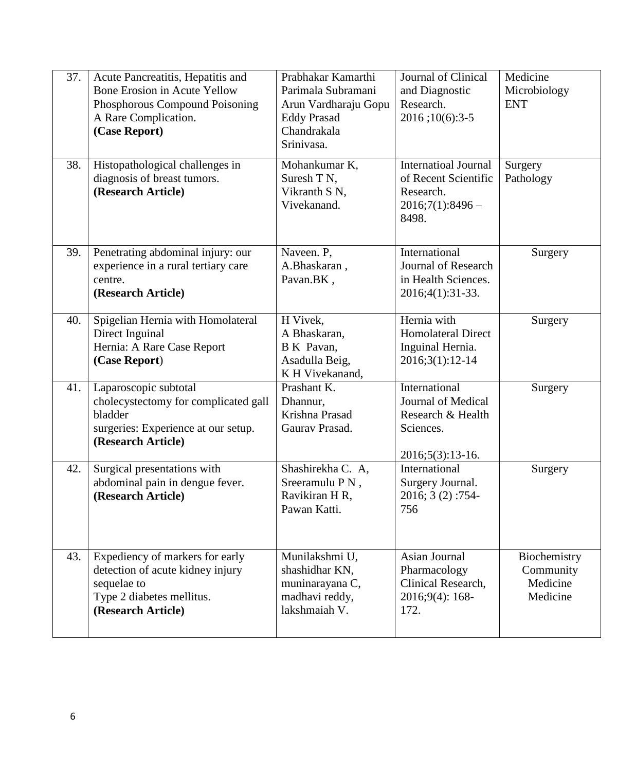| 37. | Acute Pancreatitis, Hepatitis and Bone Erosion in Acute Yellow Phosphorous Compound Poisoning A Rare Complication.<br>**(Case Report)** | Prabhakar Kamarthi<br>Parimala Subramani<br>Arun Vardharaju Gopu<br>Eddy Prasad<br>Chandrakala<br>Srinivasa. | Journal of Clinical and Diagnostic Research.<br>2016 ;10(6):3-5 | Medicine<br>Microbiology<br>ENT |
|---|---|---|---|---|
| 38. | Histopathological challenges in diagnosis of breast tumors.<br>**(Research Article)** | Mohankumar K,<br>Suresh T N,<br>Vikranth S N,<br>Vivekanand. | Internatioal Journal of Recent Scientific Research.<br>2016;7(1):8496 – 8498. | Surgery<br>Pathology |
| 39. | Penetrating abdominal injury: our experience in a rural tertiary care centre.<br>**(Research Article)** | Naveen. P,<br>A.Bhaskaran ,<br>Pavan.BK , | International Journal of Research in Health Sciences.<br>2016;4(1):31-33. | Surgery |
| 40. | Spigelian Hernia with Homolateral Direct Inguinal Hernia: A Rare Case Report<br>**(Case Report**) | H Vivek,<br>A Bhaskaran,<br>B K Pavan,<br>Asadulla Beig,<br>K H Vivekanand, | Hernia with Homolateral Direct Inguinal Hernia.<br>2016;3(1):12-14 | Surgery |
| 41. | Laparoscopic subtotal cholecystectomy for complicated gall bladder surgeries: Experience at our setup.<br>**(Research Article)** | Prashant K. Dhannur,<br>Krishna Prasad<br>Gaurav Prasad. | International Journal of Medical Research & Health Sciences.<br>2016;5(3):13-16. | Surgery |
| 42. | Surgical presentations with abdominal pain in dengue fever.<br>**(Research Article)** | Shashirekha C. A,<br>Sreeramulu P N ,<br>Ravikiran H R,<br>Pawan Katti. | International Surgery Journal.<br>2016; 3 (2) :754-756 | Surgery |
| 43. | Expediency of markers for early detection of acute kidney injury sequelae to Type 2 diabetes mellitus.<br>**(Research Article)** | Munilakshmi U,<br>shashidhar KN,<br>muninarayana C,<br>madhavi reddy,<br>lakshmaiah V. | Asian Journal Pharmacology Clinical Research,<br>2016;9(4): 168-172. | Biochemistry<br>Community Medicine<br>Medicine |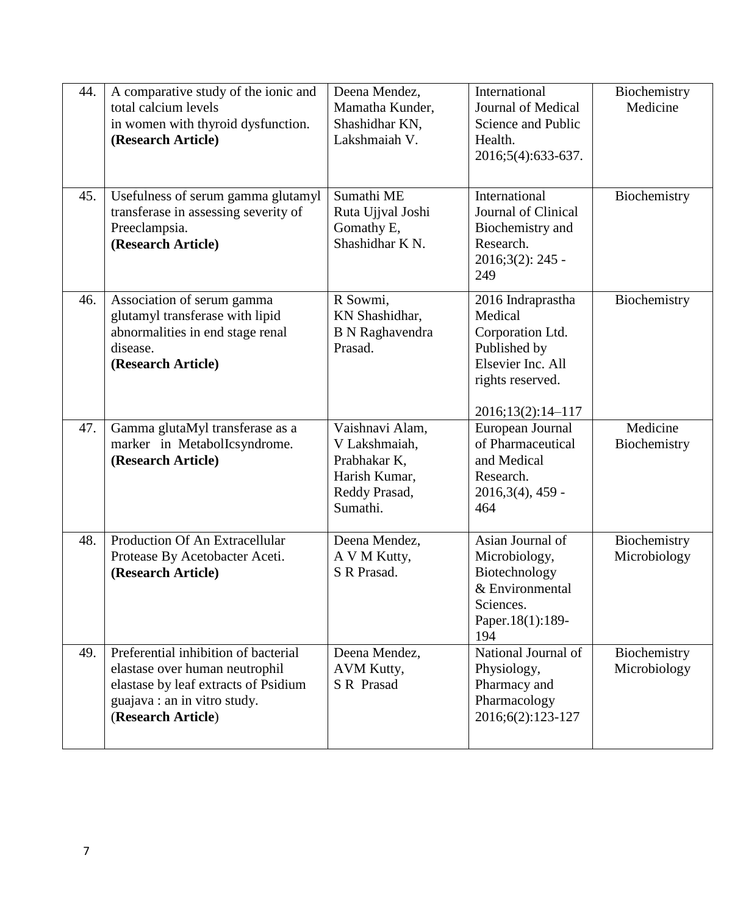| 44. | A comparative study of the ionic and total calcium levels in women with thyroid dysfunction. **(Research Article)** | Deena Mendez, Mamatha Kunder, Shashidhar KN, Lakshmaiah V. | International Journal of Medical Science and Public Health. 2016;5(4):633-637. | Biochemistry Medicine |
|---|---|---|---|---|
| 45. | Usefulness of serum gamma glutamyl transferase in assessing severity of Preeclampsia. **(Research Article)** | Sumathi ME Ruta Ujjval Joshi Gomathy E, Shashidhar K N. | International Journal of Clinical Biochemistry and Research. 2016;3(2): 245 - 249 | Biochemistry |
| 46. | Association of serum gamma glutamyl transferase with lipid abnormalities in end stage renal disease. **(Research Article)** | R Sowmi, KN Shashidhar, B N Raghavendra Prasad. | 2016 Indraprastha Medical Corporation Ltd. Published by Elsevier Inc. All rights reserved. 2016;13(2):14–117 | Biochemistry |
| 47. | Gamma glutaMyl transferase as a marker in MetabolIcsyndrome. **(Research Article)** | Vaishnavi Alam, V Lakshmaiah, Prabhakar K, Harish Kumar, Reddy Prasad, Sumathi. | European Journal of Pharmaceutical and Medical Research. 2016,3(4), 459 - 464 | Medicine Biochemistry |
| 48. | Production Of An Extracellular Protease By Acetobacter Aceti. **(Research Article)** | Deena Mendez, A V M Kutty, S R Prasad. | Asian Journal of Microbiology, Biotechnology & Environmental Sciences. Paper.18(1):189-194 | Biochemistry Microbiology |
| 49. | Preferential inhibition of bacterial elastase over human neutrophil elastase by leaf extracts of Psidium guajava : an in vitro study. (**Research Article**) | Deena Mendez, AVM Kutty, S R Prasad | National Journal of Physiology, Pharmacy and Pharmacology 2016;6(2):123-127 | Biochemistry Microbiology |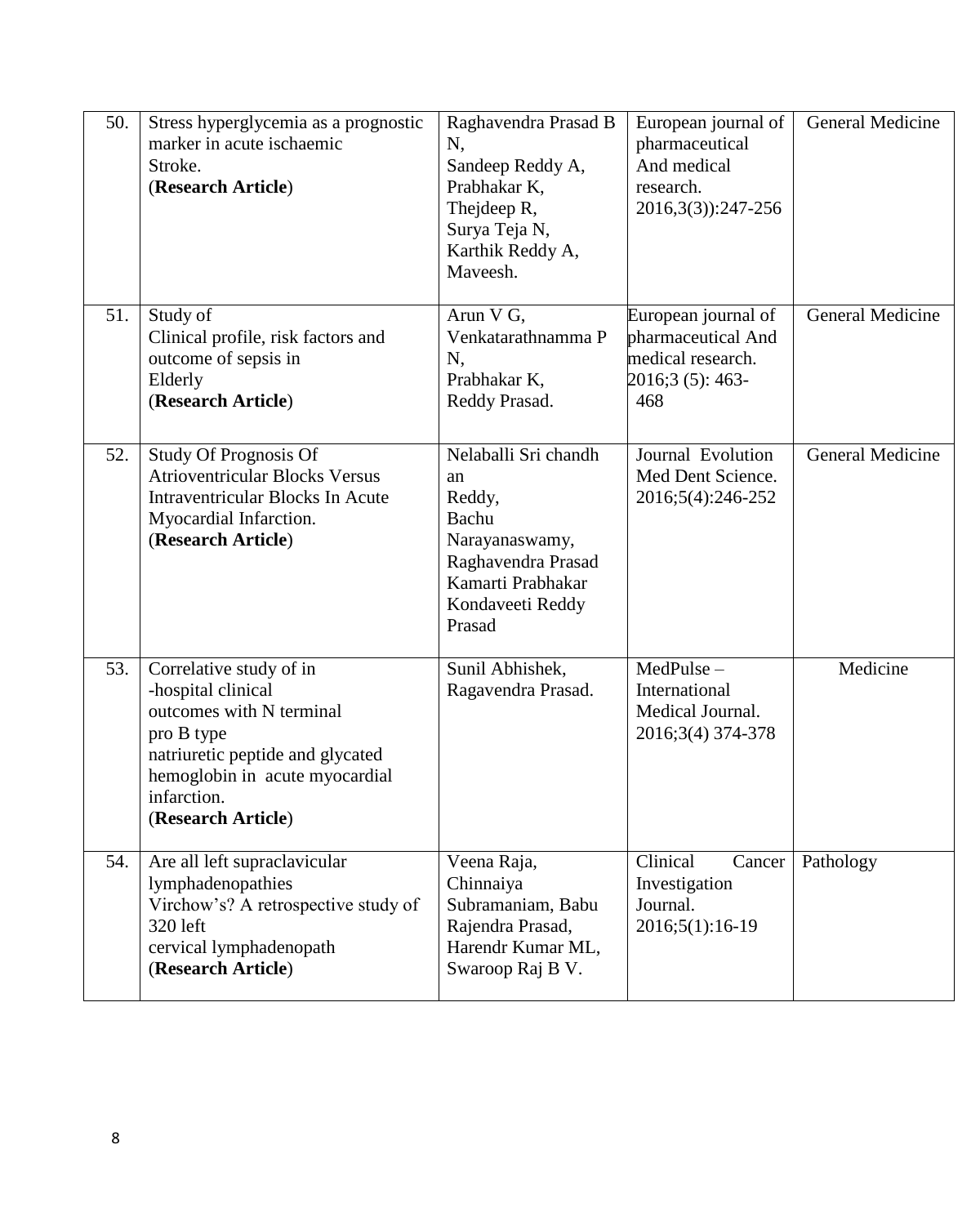| 50. | Stress hyperglycemia as a prognostic marker in acute ischaemic Stroke. (**Research Article**) | Raghavendra Prasad B N, Sandeep Reddy A, Prabhakar K, Thejdeep R, Surya Teja N, Karthik Reddy A, Maveesh. | European journal of pharmaceutical And medical research. 2016,3(3)):247-256 | General Medicine |
|---|---|---|---|---|
| 51. | Study of Clinical profile, risk factors and outcome of sepsis in Elderly (**Research Article**) | Arun V G, Venkatarathnamma P N, Prabhakar K, Reddy Prasad. | European journal of pharmaceutical And medical research. 2016;3 (5): 463-468 | General Medicine |
| 52. | Study Of Prognosis Of Atrioventricular Blocks Versus Intraventricular Blocks In Acute Myocardial Infarction. (**Research Article**) | Nelaballi Sri chandh an Reddy, Bachu Narayanaswamy, Raghavendra Prasad Kamarti Prabhakar Kondaveeti Reddy Prasad | Journal Evolution Med Dent Science. 2016;5(4):246-252 | General Medicine |
| 53. | Correlative study of in -hospital clinical outcomes with N terminal pro B type natriuretic peptide and glycated hemoglobin in acute myocardial infarction. (**Research Article**) | Sunil Abhishek, Ragavendra Prasad. | MedPulse – International Medical Journal. 2016;3(4) 374-378 | Medicine |
| 54. | Are all left supraclavicular lymphadenopathies Virchow's? A retrospective study of 320 left cervical lymphadenopath (**Research Article**) | Veena Raja, Chinnaiya Subramaniam, Babu Rajendra Prasad, Harendr Kumar ML, Swaroop Raj B V. | Clinical Cancer Investigation Journal. 2016;5(1):16-19 | Pathology |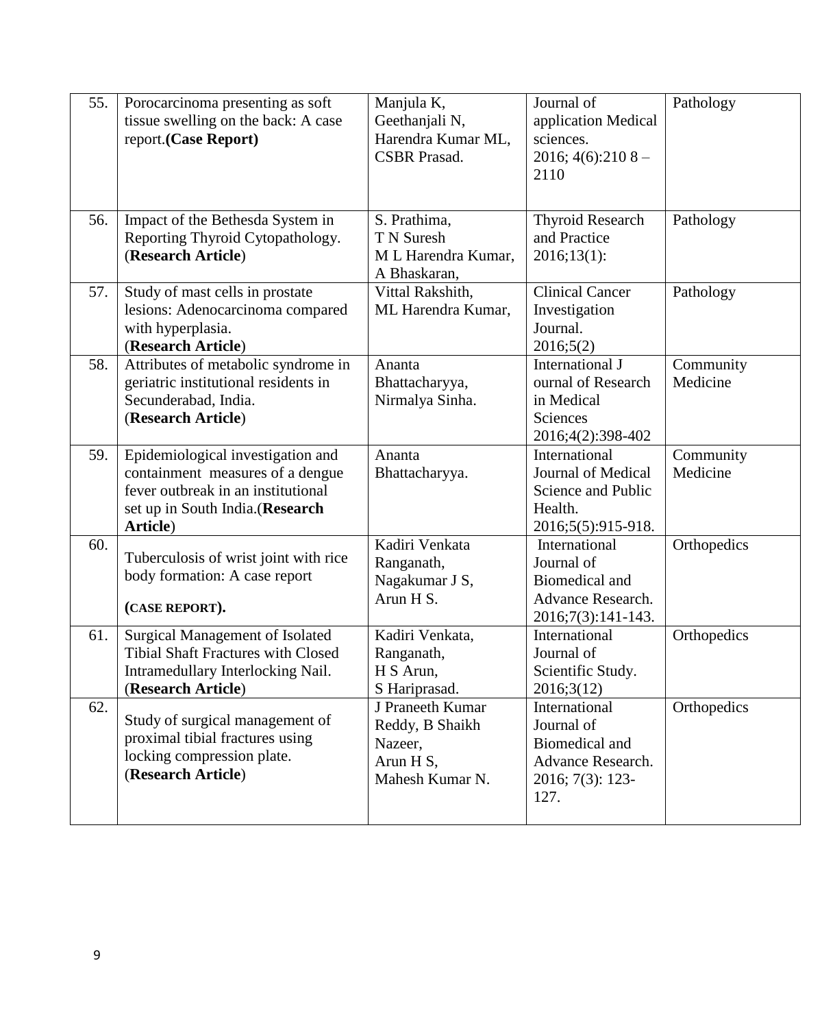| 55. | Porocarcinoma presenting as soft tissue swelling on the back: A case report.**(Case Report)** | Manjula K, Geethanjali N, Harendra Kumar ML, CSBR Prasad. | Journal of application Medical sciences. 2016; 4(6):210 8 – 2110 | Pathology |
|---|---|---|---|---|
| 56. | Impact of the Bethesda System in Reporting Thyroid Cytopathology. (**Research Article**) | S. Prathima, T N Suresh M L Harendra Kumar, A Bhaskaran, | Thyroid Research and Practice 2016;13(1): | Pathology |
| 57. | Study of mast cells in prostate lesions: Adenocarcinoma compared with hyperplasia. (**Research Article**) | Vittal Rakshith, ML Harendra Kumar, | Clinical Cancer Investigation Journal. 2016;5(2) | Pathology |
| 58. | Attributes of metabolic syndrome in geriatric institutional residents in Secunderabad, India. (**Research Article**) | Ananta Bhattacharyya, Nirmalya Sinha. | International J ournal of Research in Medical Sciences 2016;4(2):398-402 | Community Medicine |
| 59. | Epidemiological investigation and containment measures of a dengue fever outbreak in an institutional set up in South India.(**Research Article**) | Ananta Bhattacharyya. | International Journal of Medical Science and Public Health. 2016;5(5):915-918. | Community Medicine |
| 60. | Tuberculosis of wrist joint with rice body formation: A case report **(CASE REPORT).** | Kadiri Venkata Ranganath, Nagakumar J S, Arun H S. | International Journal of Biomedical and Advance Research. 2016;7(3):141-143. | Orthopedics |
| 61. | Surgical Management of Isolated Tibial Shaft Fractures with Closed Intramedullary Interlocking Nail. (**Research Article**) | Kadiri Venkata, Ranganath, H S Arun, S Hariprasad. | International Journal of Scientific Study. 2016;3(12) | Orthopedics |
| 62. | Study of surgical management of proximal tibial fractures using locking compression plate. (**Research Article**) | J Praneeth Kumar Reddy, B Shaikh Nazeer, Arun H S, Mahesh Kumar N. | International Journal of Biomedical and Advance Research. 2016; 7(3): 123-127. | Orthopedics |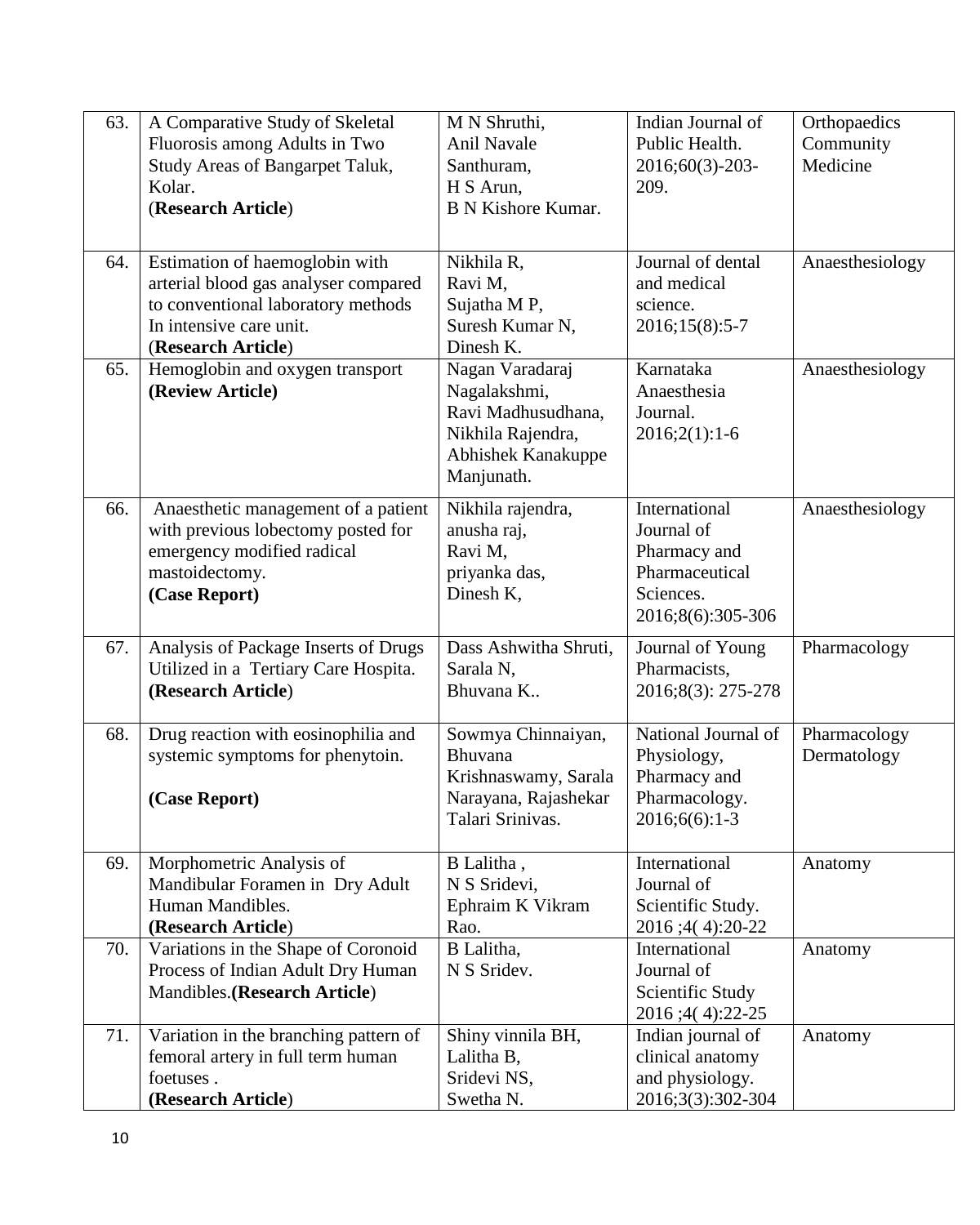| 63. | A Comparative Study of Skeletal Fluorosis among Adults in Two Study Areas of Bangarpet Taluk, Kolar. (**Research Article**) | M N Shruthi, Anil Navale Santhuram, H S Arun, B N Kishore Kumar. | Indian Journal of Public Health. 2016;60(3)-203-209. | Orthopaedics Community Medicine |
|---|---|---|---|---|
| 64. | Estimation of haemoglobin with arterial blood gas analyser compared to conventional laboratory methods In intensive care unit. (**Research Article**) | Nikhila R, Ravi M, Sujatha M P, Suresh Kumar N, Dinesh K. | Journal of dental and medical science. 2016;15(8):5-7 | Anaesthesiology |
| 65. | Hemoglobin and oxygen transport **(Review Article)** | Nagan Varadaraj Nagalakshmi, Ravi Madhusudhana, Nikhila Rajendra, Abhishek Kanakuppe Manjunath. | Karnataka Anaesthesia Journal. 2016;2(1):1-6 | Anaesthesiology |
| 66. | Anaesthetic management of a patient with previous lobectomy posted for emergency modified radical mastoidectomy. **(Case Report)** | Nikhila rajendra, anusha raj, Ravi M, priyanka das, Dinesh K, | International Journal of Pharmacy and Pharmaceutical Sciences. 2016;8(6):305-306 | Anaesthesiology |
| 67. | Analysis of Package Inserts of Drugs Utilized in a Tertiary Care Hospita. **(Research Article**) | Dass Ashwitha Shruti, Sarala N, Bhuvana K.. | Journal of Young Pharmacists, 2016;8(3): 275-278 | Pharmacology |
| 68. | Drug reaction with eosinophilia and systemic symptoms for phenytoin. **(Case Report)** | Sowmya Chinnaiyan, Bhuvana Krishnaswamy, Sarala Narayana, Rajashekar Talari Srinivas. | National Journal of Physiology, Pharmacy and Pharmacology. 2016;6(6):1-3 | Pharmacology Dermatology |
| 69. | Morphometric Analysis of Mandibular Foramen in Dry Adult Human Mandibles. **(Research Article**) | B Lalitha , N S Sridevi, Ephraim K Vikram Rao. | International Journal of Scientific Study. 2016 ;4( 4):20-22 | Anatomy |
| 70. | Variations in the Shape of Coronoid Process of Indian Adult Dry Human Mandibles.**(Research Article**) | B Lalitha, N S Sridev. | International Journal of Scientific Study 2016 ;4( 4):22-25 | Anatomy |
| 71. | Variation in the branching pattern of femoral artery in full term human foetuses . **(Research Article**) | Shiny vinnila BH, Lalitha B, Sridevi NS, Swetha N. | Indian journal of clinical anatomy and physiology. 2016;3(3):302-304 | Anatomy |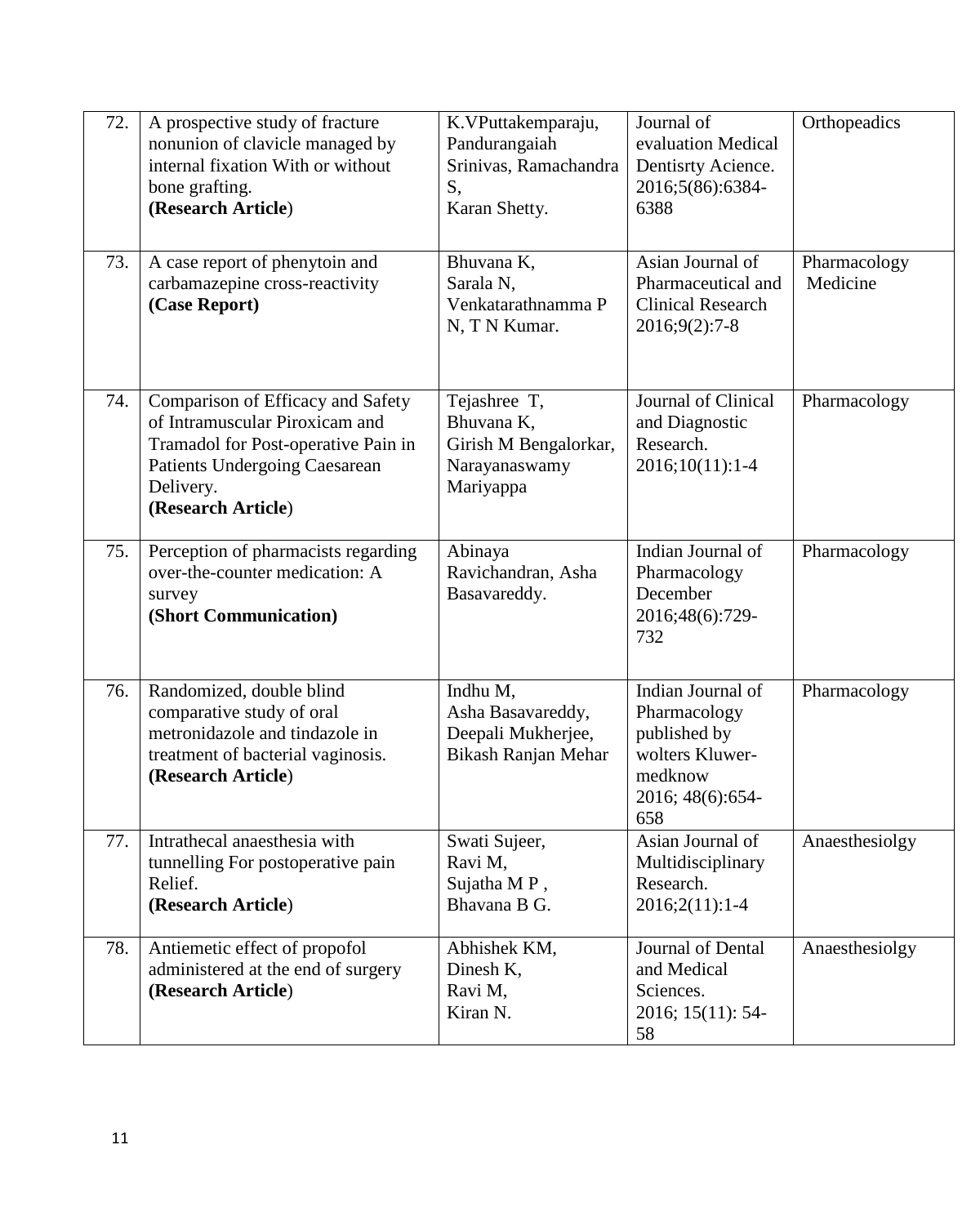| 72. | A prospective study of fracture nonunion of clavicle managed by internal fixation With or without bone grafting. **(Research Article**) | K.VPuttakemparaju, Pandurangaiah Srinivas, Ramachandra S, Karan Shetty. | Journal of evaluation Medical Dentisrty Acience. 2016;5(86):6384-6388 | Orthopeadics |
|---|---|---|---|---|
| 73. | A case report of phenytoin and carbamazepine cross-reactivity **(Case Report)** | Bhuvana K, Sarala N, Venkatarathnamma P N, T N Kumar. | Asian Journal of Pharmaceutical and Clinical Research 2016;9(2):7-8 | Pharmacology Medicine |
| 74. | Comparison of Efficacy and Safety of Intramuscular Piroxicam and Tramadol for Post-operative Pain in Patients Undergoing Caesarean Delivery. **(Research Article**) | Tejashree T, Bhuvana K, Girish M Bengalorkar, Narayanaswamy Mariyappa | Journal of Clinical and Diagnostic Research. 2016;10(11):1-4 | Pharmacology |
| 75. | Perception of pharmacists regarding over-the-counter medication: A survey **(Short Communication)** | Abinaya Ravichandran, Asha Basavareddy. | Indian Journal of Pharmacology December 2016;48(6):729-732 | Pharmacology |
| 76. | Randomized, double blind comparative study of oral metronidazole and tindazole in treatment of bacterial vaginosis. **(Research Article**) | Indhu M, Asha Basavareddy, Deepali Mukherjee, Bikash Ranjan Mehar | Indian Journal of Pharmacology published by wolters Kluwer-medknow 2016; 48(6):654-658 | Pharmacology |
| 77. | Intrathecal anaesthesia with tunnelling For postoperative pain Relief. **(Research Article**) | Swati Sujeer, Ravi M, Sujatha M P , Bhavana B G. | Asian Journal of Multidisciplinary Research. 2016;2(11):1-4 | Anaesthesiolgy |
| 78. | Antiemetic effect of propofol administered at the end of surgery **(Research Article**) | Abhishek KM, Dinesh K, Ravi M, Kiran N. | Journal of Dental and Medical Sciences. 2016; 15(11): 54-58 | Anaesthesiolgy |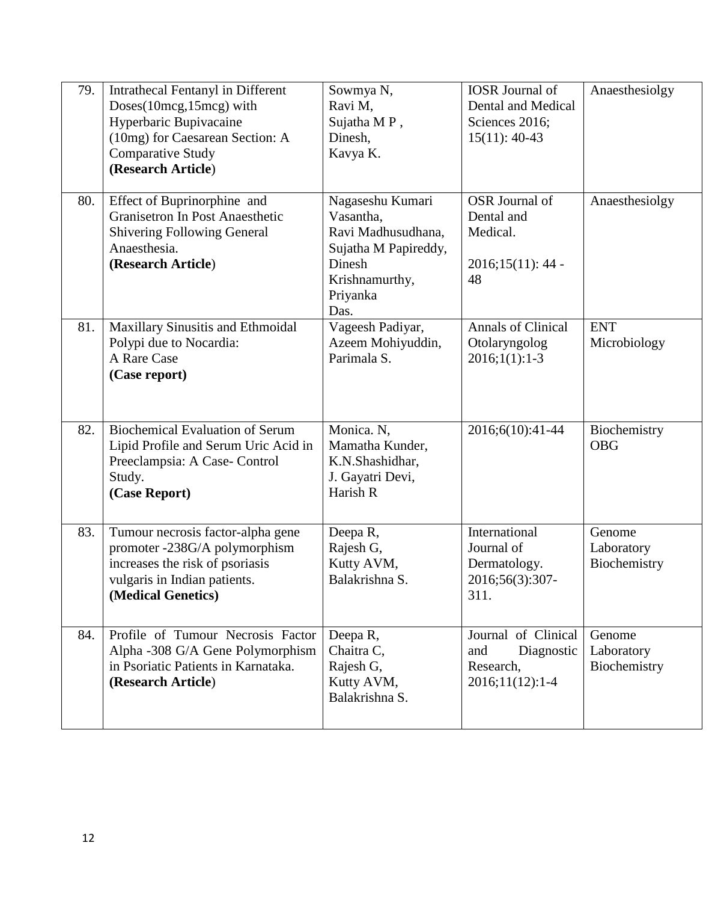| 79. | Intrathecal Fentanyl in Different Doses(10mcg,15mcg) with Hyperbaric Bupivacaine (10mg) for Caesarean Section: A Comparative Study **(Research Article**) | Sowmya N, Ravi M, Sujatha M P , Dinesh, Kavya K. | IOSR Journal of Dental and Medical Sciences 2016; 15(11): 40-43 | Anaesthesiolgy |
|---|---|---|---|---|
| 80. | Effect of Buprinorphine and Granisetron In Post Anaesthetic Shivering Following General Anaesthesia. **(Research Article**) | Nagaseshu Kumari Vasantha, Ravi Madhusudhana, Sujatha M Papireddy, Dinesh Krishnamurthy, Priyanka Das. | OSR Journal of Dental and Medical. 2016;15(11): 44 - 48 | Anaesthesiolgy |
| 81. | Maxillary Sinusitis and Ethmoidal Polypi due to Nocardia: A Rare Case **(Case report)** | Vageesh Padiyar, Azeem Mohiyuddin, Parimala S. | Annals of Clinical Otolaryngolog 2016;1(1):1-3 | ENT Microbiology |
| 82. | Biochemical Evaluation of Serum Lipid Profile and Serum Uric Acid in Preeclampsia: A Case- Control Study. **(Case Report)** | Monica. N, Mamatha Kunder, K.N.Shashidhar, J. Gayatri Devi, Harish R | 2016;6(10):41-44 | Biochemistry OBG |
| 83. | Tumour necrosis factor-alpha gene promoter -238G/A polymorphism increases the risk of psoriasis vulgaris in Indian patients. **(Medical Genetics)** | Deepa R, Rajesh G, Kutty AVM, Balakrishna S. | International Journal of Dermatology. 2016;56(3):307-311. | Genome Laboratory Biochemistry |
| 84. | Profile of Tumour Necrosis Factor Alpha -308 G/A Gene Polymorphism in Psoriatic Patients in Karnataka. **(Research Article**) | Deepa R, Chaitra C, Rajesh G, Kutty AVM, Balakrishna S. | Journal of Clinical and Diagnostic Research, 2016;11(12):1-4 | Genome Laboratory Biochemistry |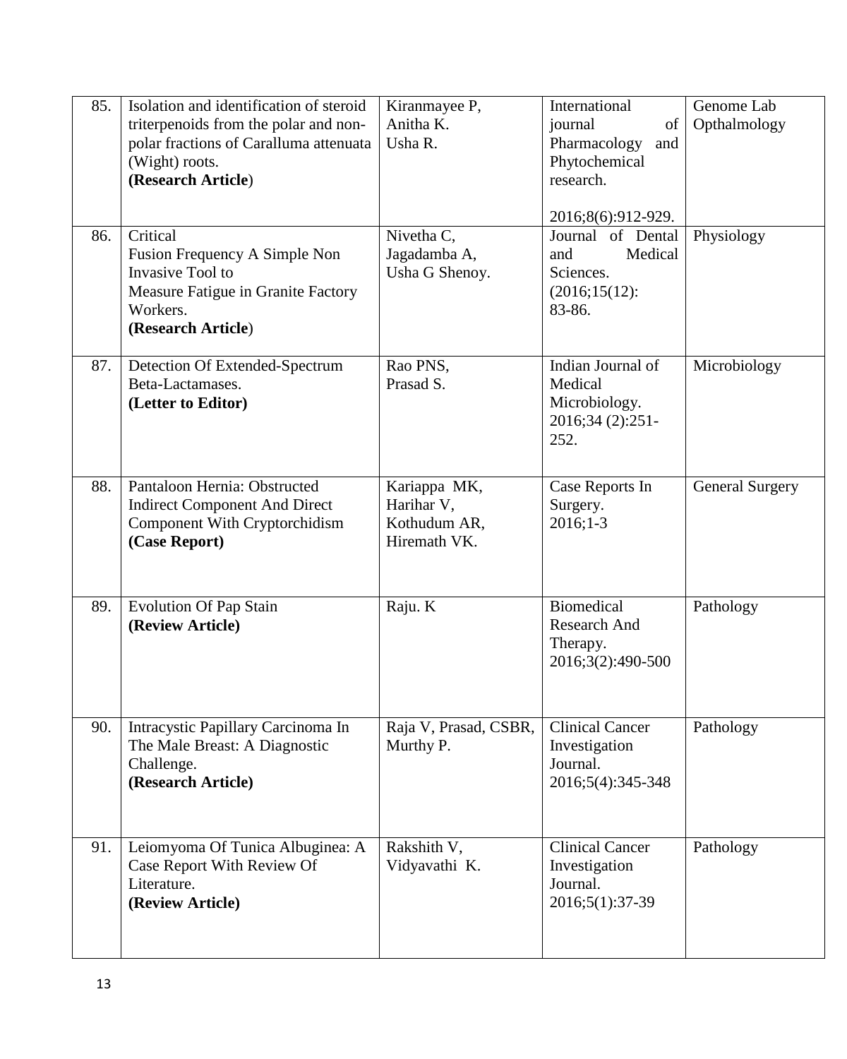| 85. | Isolation and identification of steroid triterpenoids from the polar and non-polar fractions of Caralluma attenuata (Wight) roots. **(Research Article)** | Kiranmayee P, Anitha K. Usha R. | International journal of Pharmacology and Phytochemical research. 2016;8(6):912-929. | Genome Lab Opthalmology |
|---|---|---|---|---|
| 86. | Critical Fusion Frequency A Simple Non Invasive Tool to Measure Fatigue in Granite Factory Workers. **(Research Article)** | Nivetha C, Jagadamba A, Usha G Shenoy. | Journal of Dental and Medical Sciences. (2016;15(12): 83-86. | Physiology |
| 87. | Detection Of Extended-Spectrum Beta-Lactamases. **(Letter to Editor)** | Rao PNS, Prasad S. | Indian Journal of Medical Microbiology. 2016;34 (2):251-252. | Microbiology |
| 88. | Pantaloon Hernia: Obstructed Indirect Component And Direct Component With Cryptorchidism **(Case Report)** | Kariappa MK, Harihar V, Kothudum AR, Hiremath VK. | Case Reports In Surgery. 2016;1-3 | General Surgery |
| 89. | Evolution Of Pap Stain **(Review Article)** | Raju. K | Biomedical Research And Therapy. 2016;3(2):490-500 | Pathology |
| 90. | Intracystic Papillary Carcinoma In The Male Breast: A Diagnostic Challenge. **(Research Article)** | Raja V, Prasad, CSBR, Murthy P. | Clinical Cancer Investigation Journal. 2016;5(4):345-348 | Pathology |
| 91. | Leiomyoma Of Tunica Albuginea: A Case Report With Review Of Literature. **(Review Article)** | Rakshith V, Vidyavathi K. | Clinical Cancer Investigation Journal. 2016;5(1):37-39 | Pathology |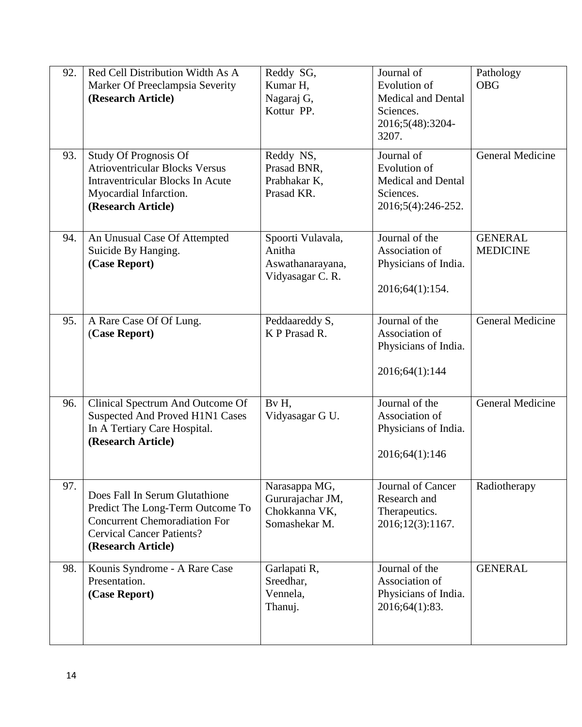| 92. | Red Cell Distribution Width As A Marker Of Preeclampsia Severity **(Research Article)** | Reddy SG, Kumar H, Nagaraj G, Kottur PP. | Journal of Evolution of Medical and Dental Sciences. 2016;5(48):3204-3207. | Pathology OBG |
|---|---|---|---|---|
| 93. | Study Of Prognosis Of Atrioventricular Blocks Versus Intraventricular Blocks In Acute Myocardial Infarction. **(Research Article)** | Reddy NS, Prasad BNR, Prabhakar K, Prasad KR. | Journal of Evolution of Medical and Dental Sciences. 2016;5(4):246-252. | General Medicine |
| 94. | An Unusual Case Of Attempted Suicide By Hanging. **(Case Report)** | Spoorti Vulavala, Anitha Aswathanarayana, Vidyasagar C. R. | Journal of the Association of Physicians of India. 2016;64(1):154. | GENERAL MEDICINE |
| 95. | A Rare Case Of Of Lung. (**Case Report)** | Peddaareddy S, K P Prasad R. | Journal of the Association of Physicians of India. 2016;64(1):144 | General Medicine |
| 96. | Clinical Spectrum And Outcome Of Suspected And Proved H1N1 Cases In A Tertiary Care Hospital. **(Research Article)** | Bv H, Vidyasagar G U. | Journal of the Association of Physicians of India. 2016;64(1):146 | General Medicine |
| 97. | Does Fall In Serum Glutathione Predict The Long-Term Outcome To Concurrent Chemoradiation For Cervical Cancer Patients? **(Research Article)** | Narasappa MG, Gururajachar JM, Chokkanna VK, Somashekar M. | Journal of Cancer Research and Therapeutics. 2016;12(3):1167. | Radiotherapy |
| 98. | Kounis Syndrome - A Rare Case Presentation. **(Case Report)** | Garlapati R, Sreedhar, Vennela, Thanuj. | Journal of the Association of Physicians of India. 2016;64(1):83. | GENERAL |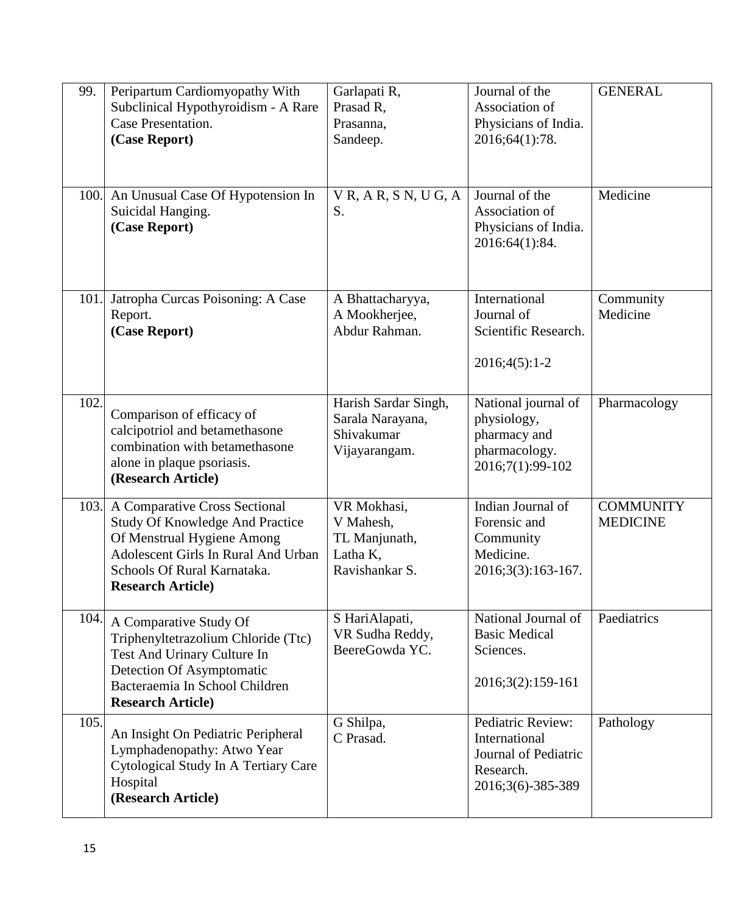| 99. | Peripartum Cardiomyopathy With Subclinical Hypothyroidism - A Rare Case Presentation. **(Case Report)** | Garlapati R, Prasad R, Prasanna, Sandeep. | Journal of the Association of Physicians of India. 2016;64(1):78. | GENERAL |
|---|---|---|---|---|
| 100. | An Unusual Case Of Hypotension In Suicidal Hanging. **(Case Report)** | V R, A R, S N, U G, A S. | Journal of the Association of Physicians of India. 2016:64(1):84. | Medicine |
| 101. | Jatropha Curcas Poisoning: A Case Report. **(Case Report)** | A Bhattacharyya, A Mookherjee, Abdur Rahman. | International Journal of Scientific Research. 2016;4(5):1-2 | Community Medicine |
| 102. | Comparison of efficacy of calcipotriol and betamethasone combination with betamethasone alone in plaque psoriasis. **(Research Article)** | Harish Sardar Singh, Sarala Narayana, Shivakumar Vijayarangam. | National journal of physiology, pharmacy and pharmacology. 2016;7(1):99-102 | Pharmacology |
| 103. | A Comparative Cross Sectional Study Of Knowledge And Practice Of Menstrual Hygiene Among Adolescent Girls In Rural And Urban Schools Of Rural Karnataka. **Research Article)** | VR Mokhasi, V Mahesh, TL Manjunath, Latha K, Ravishankar S. | Indian Journal of Forensic and Community Medicine. 2016;3(3):163-167. | COMMUNITY MEDICINE |
| 104. | A Comparative Study Of Triphenyltetrazolium Chloride (Ttc) Test And Urinary Culture In Detection Of Asymptomatic Bacteraemia In School Children **Research Article)** | S HariAlapati, VR Sudha Reddy, BeereGowda YC. | National Journal of Basic Medical Sciences. 2016;3(2):159-161 | Paediatrics |
| 105. | An Insight On Pediatric Peripheral Lymphadenopathy: Atwo Year Cytological Study In A Tertiary Care Hospital **(Research Article)** | G Shilpa, C Prasad. | Pediatric Review: International Journal of Pediatric Research. 2016;3(6)-385-389 | Pathology |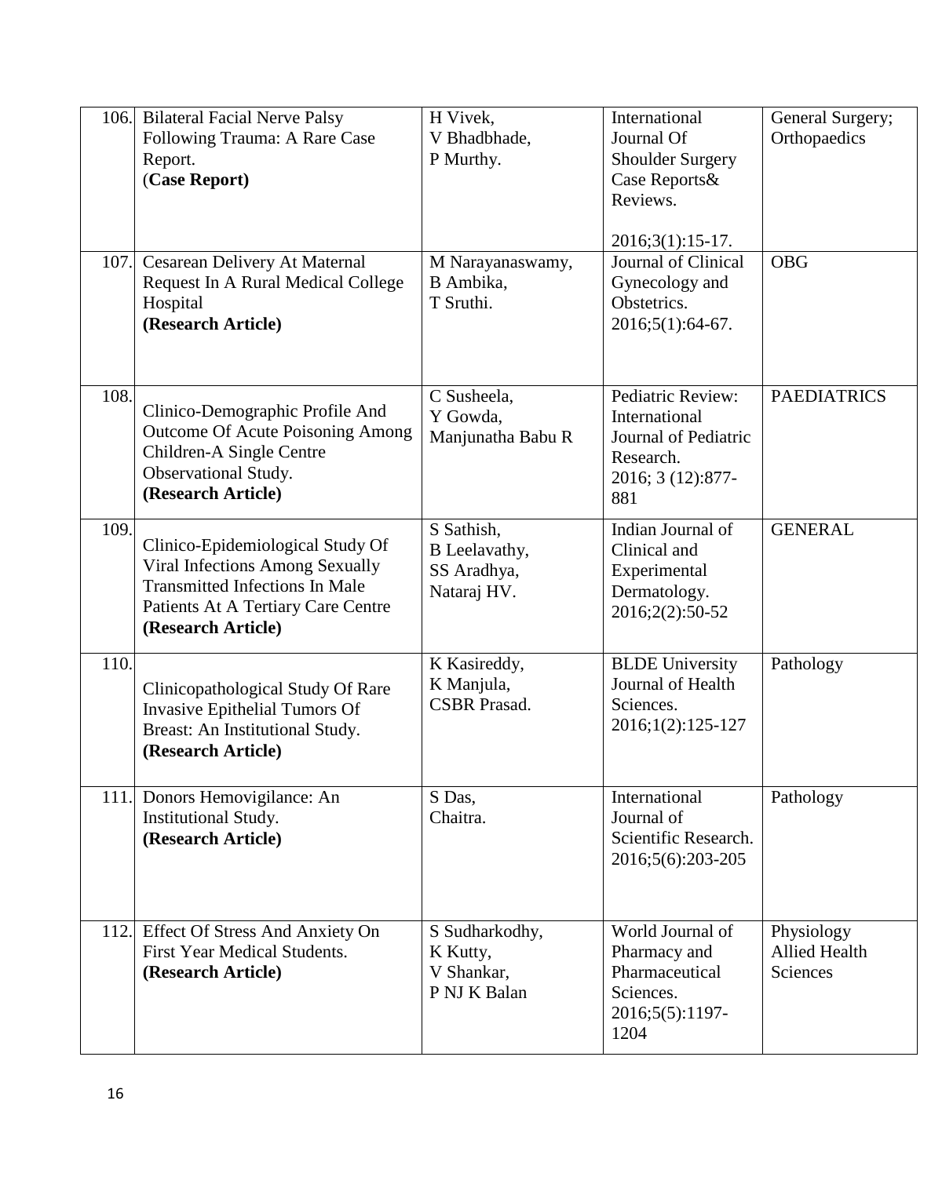| | | | | |
|---|---|---|---|---|
| 106. | Bilateral Facial Nerve Palsy Following Trauma: A Rare Case Report. (**Case Report)** | H Vivek, V Bhadbhade, P Murthy. | International Journal Of Shoulder Surgery Case Reports& Reviews. 2016;3(1):15-17. | General Surgery; Orthopaedics |
| 107. | Cesarean Delivery At Maternal Request In A Rural Medical College Hospital **(Research Article)** | M Narayanaswamy, B Ambika, T Sruthi. | Journal of Clinical Gynecology and Obstetrics. 2016;5(1):64-67. | OBG |
| 108. | Clinico-Demographic Profile And Outcome Of Acute Poisoning Among Children-A Single Centre Observational Study. **(Research Article)** | C Susheela, Y Gowda, Manjunatha Babu R | Pediatric Review: International Journal of Pediatric Research. 2016; 3 (12):877-881 | PAEDIATRICS |
| 109. | Clinico-Epidemiological Study Of Viral Infections Among Sexually Transmitted Infections In Male Patients At A Tertiary Care Centre **(Research Article)** | S Sathish, B Leelavathy, SS Aradhya, Nataraj HV. | Indian Journal of Clinical and Experimental Dermatology. 2016;2(2):50-52 | GENERAL |
| 110. | Clinicopathological Study Of Rare Invasive Epithelial Tumors Of Breast: An Institutional Study. **(Research Article)** | K Kasireddy, K Manjula, CSBR Prasad. | BLDE University Journal of Health Sciences. 2016;1(2):125-127 | Pathology |
| 111. | Donors Hemovigilance: An Institutional Study. **(Research Article)** | S Das, Chaitra. | International Journal of Scientific Research. 2016;5(6):203-205 | Pathology |
| 112. | Effect Of Stress And Anxiety On First Year Medical Students. **(Research Article)** | S Sudharkodhy, K Kutty, V Shankar, P NJ K Balan | World Journal of Pharmacy and Pharmaceutical Sciences. 2016;5(5):1197-1204 | Physiology Allied Health Sciences |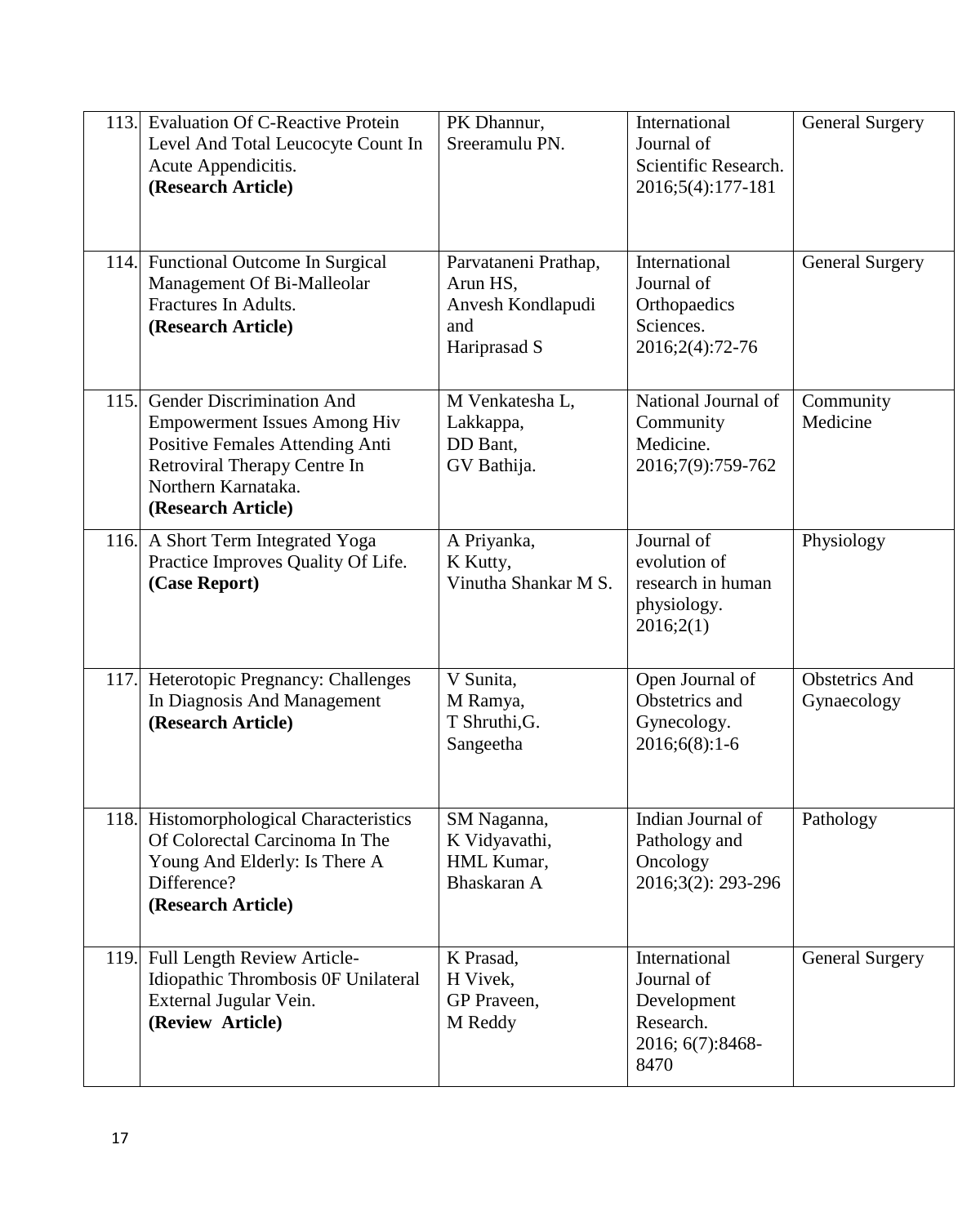| 113. | Evaluation Of C-Reactive Protein Level And Total Leucocyte Count In Acute Appendicitis.<br>**(Research Article)** | PK Dhannur,<br>Sreeramulu PN. | International Journal of Scientific Research.<br>2016;5(4):177-181 | General Surgery |
|---|---|---|---|---|
| 114. | Functional Outcome In Surgical Management Of Bi-Malleolar Fractures In Adults.<br>**(Research Article)** | Parvataneni Prathap,<br>Arun HS,<br>Anvesh Kondlapudi and<br>Hariprasad S | International Journal of Orthopaedics Sciences.<br>2016;2(4):72-76 | General Surgery |
| 115. | Gender Discrimination And Empowerment Issues Among Hiv Positive Females Attending Anti Retroviral Therapy Centre In Northern Karnataka.<br>**(Research Article)** | M Venkatesha L,<br>Lakkappa,<br>DD Bant,<br>GV Bathija. | National Journal of Community Medicine.<br>2016;7(9):759-762 | Community Medicine |
| 116. | A Short Term Integrated Yoga Practice Improves Quality Of Life.<br>**(Case Report)** | A Priyanka,<br>K Kutty,<br>Vinutha Shankar M S. | Journal of evolution of research in human physiology.<br>2016;2(1) | Physiology |
| 117. | Heterotopic Pregnancy: Challenges In Diagnosis And Management<br>**(Research Article)** | V Sunita,<br>M Ramya,<br>T Shruthi,G.<br>Sangeetha | Open Journal of Obstetrics and Gynecology.<br>2016;6(8):1-6 | Obstetrics And Gynaecology |
| 118. | Histomorphological Characteristics Of Colorectal Carcinoma In The Young And Elderly: Is There A Difference?<br>**(Research Article)** | SM Naganna,<br>K Vidyavathi,<br>HML Kumar,<br>Bhaskaran A | Indian Journal of Pathology and Oncology<br>2016;3(2): 293-296 | Pathology |
| 119. | Full Length Review Article- Idiopathic Thrombosis 0F Unilateral External Jugular Vein.<br>**(Review Article)** | K Prasad,<br>H Vivek,<br>GP Praveen,<br>M Reddy | International Journal of Development Research.<br>2016; 6(7):8468-8470 | General Surgery |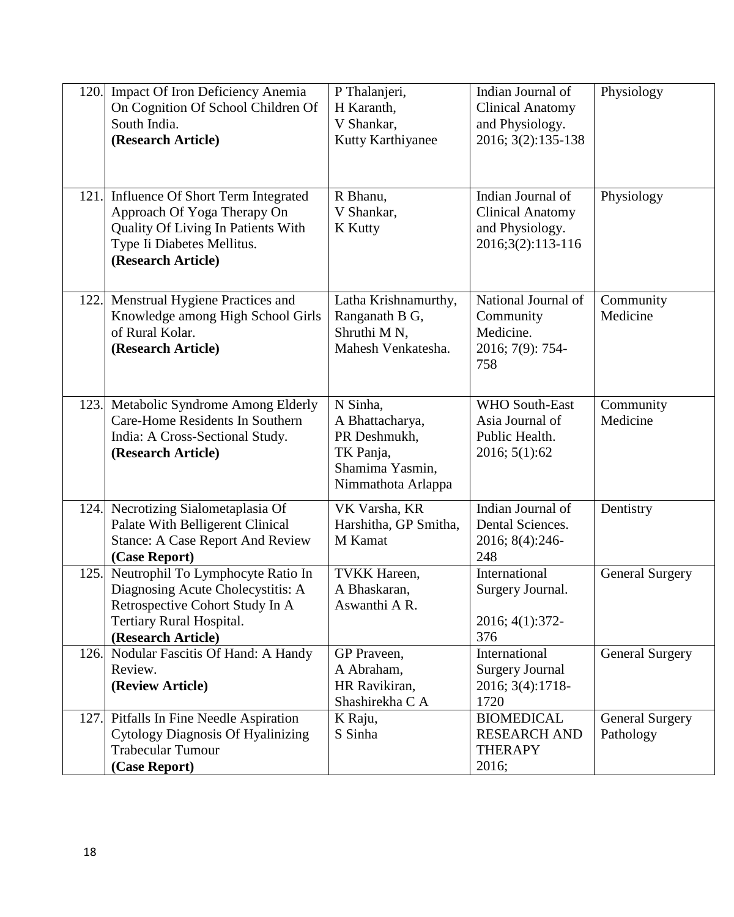| 120. | Impact Of Iron Deficiency Anemia On Cognition Of School Children Of South India. **(Research Article)** | P Thalanjeri, H Karanth, V Shankar, Kutty Karthiyanee | Indian Journal of Clinical Anatomy and Physiology. 2016; 3(2):135-138 | Physiology |
|---|---|---|---|---|
| 121. | Influence Of Short Term Integrated Approach Of Yoga Therapy On Quality Of Living In Patients With Type Ii Diabetes Mellitus. **(Research Article)** | R Bhanu, V Shankar, K Kutty | Indian Journal of Clinical Anatomy and Physiology. 2016;3(2):113-116 | Physiology |
| 122. | Menstrual Hygiene Practices and Knowledge among High School Girls of Rural Kolar. **(Research Article)** | Latha Krishnamurthy, Ranganath B G, Shruthi M N, Mahesh Venkatesha. | National Journal of Community Medicine. 2016; 7(9): 754-758 | Community Medicine |
| 123. | Metabolic Syndrome Among Elderly Care-Home Residents In Southern India: A Cross-Sectional Study. **(Research Article)** | N Sinha, A Bhattacharya, PR Deshmukh, TK Panja, Shamima Yasmin, Nimmathota Arlappa | WHO South-East Asia Journal of Public Health. 2016; 5(1):62 | Community Medicine |
| 124. | Necrotizing Sialometaplasia Of Palate With Belligerent Clinical Stance: A Case Report And Review **(Case Report)** | VK Varsha, KR Harshitha, GP Smitha, M Kamat | Indian Journal of Dental Sciences. 2016; 8(4):246-248 | Dentistry |
| 125. | Neutrophil To Lymphocyte Ratio In Diagnosing Acute Cholecystitis: A Retrospective Cohort Study In A Tertiary Rural Hospital. **(Research Article)** | TVKK Hareen, A Bhaskaran, Aswanthi A R. | International Surgery Journal. 2016; 4(1):372-376 | General Surgery |
| 126. | Nodular Fascitis Of Hand: A Handy Review. **(Review Article)** | GP Praveen, A Abraham, HR Ravikiran, Shashirekha C A | International Surgery Journal 2016; 3(4):1718-1720 | General Surgery |
| 127. | Pitfalls In Fine Needle Aspiration Cytology Diagnosis Of Hyalinizing Trabecular Tumour **(Case Report)** | K Raju, S Sinha | BIOMEDICAL RESEARCH AND THERAPY 2016; | General Surgery Pathology |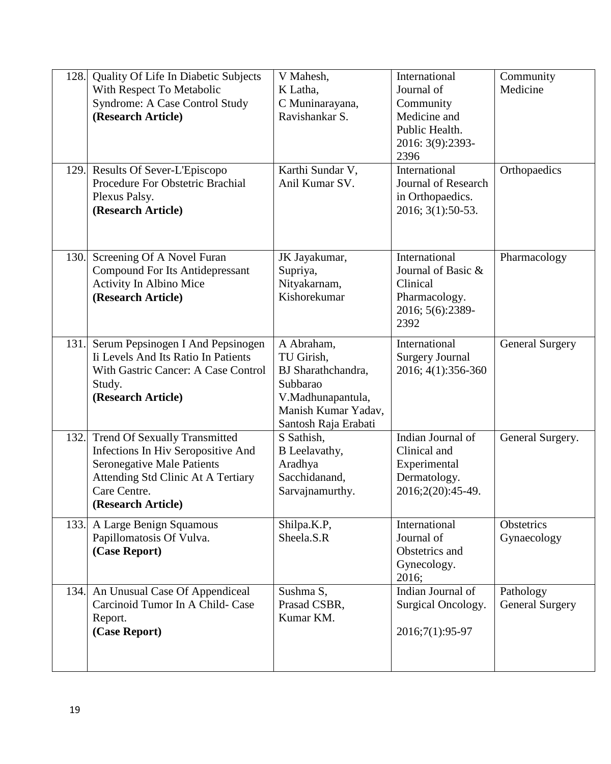| 128. | Quality Of Life In Diabetic Subjects With Respect To Metabolic Syndrome: A Case Control Study **(Research Article)** | V Mahesh, K Latha, C Muninarayana, Ravishankar S. | International Journal of Community Medicine and Public Health. 2016: 3(9):2393-2396 | Community Medicine |
|---|---|---|---|---|
| 129. | Results Of Sever-L'Episcopo Procedure For Obstetric Brachial Plexus Palsy. **(Research Article)** | Karthi Sundar V, Anil Kumar SV. | International Journal of Research in Orthopaedics. 2016; 3(1):50-53. | Orthopaedics |
| 130. | Screening Of A Novel Furan Compound For Its Antidepressant Activity In Albino Mice **(Research Article)** | JK Jayakumar, Supriya, Nityakarnam, Kishorekumar | International Journal of Basic & Clinical Pharmacology. 2016; 5(6):2389-2392 | Pharmacology |
| 131. | Serum Pepsinogen I And Pepsinogen Ii Levels And Its Ratio In Patients With Gastric Cancer: A Case Control Study. **(Research Article)** | A Abraham, TU Girish, BJ Sharathchandra, Subbarao V.Madhunapantula, Manish Kumar Yadav, Santosh Raja Erabati | International Surgery Journal 2016; 4(1):356-360 | General Surgery |
| 132. | Trend Of Sexually Transmitted Infections In Hiv Seropositive And Seronegative Male Patients Attending Std Clinic At A Tertiary Care Centre. **(Research Article)** | S Sathish, B Leelavathy, Aradhya Sacchidanand, Sarvajnamurthy. | Indian Journal of Clinical and Experimental Dermatology. 2016;2(20):45-49. | General Surgery. |
| 133. | A Large Benign Squamous Papillomatosis Of Vulva. **(Case Report)** | Shilpa.K.P, Sheela.S.R | International Journal of Obstetrics and Gynecology. 2016; | Obstetrics Gynaecology |
| 134. | An Unusual Case Of Appendiceal Carcinoid Tumor In A Child- Case Report. **(Case Report)** | Sushma S, Prasad CSBR, Kumar KM. | Indian Journal of Surgical Oncology. 2016;7(1):95-97 | Pathology General Surgery |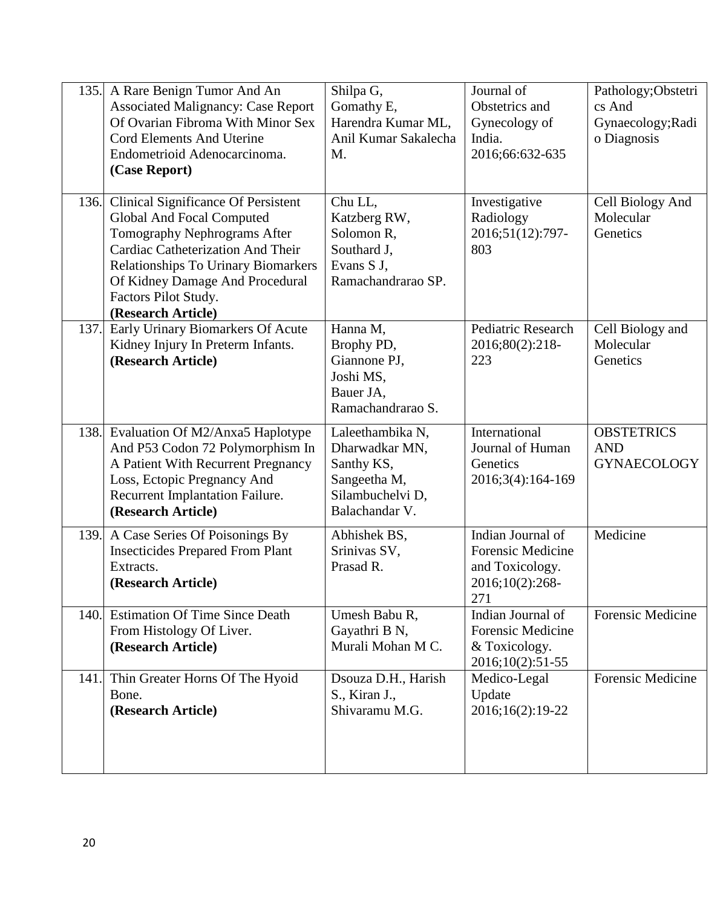| 135. | A Rare Benign Tumor And An Associated Malignancy: Case Report Of Ovarian Fibroma With Minor Sex Cord Elements And Uterine Endometrioid Adenocarcinoma. **(Case Report)** | Shilpa G, Gomathy E, Harendra Kumar ML, Anil Kumar Sakalecha M. | Journal of Obstetrics and Gynecology of India. 2016;66:632-635 | Pathology;Obstetrics And Gynaecology;Radio Diagnosis |
|---|---|---|---|---|
| 136. | Clinical Significance Of Persistent Global And Focal Computed Tomography Nephrograms After Cardiac Catheterization And Their Relationships To Urinary Biomarkers Of Kidney Damage And Procedural Factors Pilot Study. **(Research Article)** | Chu LL, Katzberg RW, Solomon R, Southard J, Evans S J, Ramachandrarao SP. | Investigative Radiology 2016;51(12):797-803 | Cell Biology And Molecular Genetics |
| 137. | Early Urinary Biomarkers Of Acute Kidney Injury In Preterm Infants. **(Research Article)** | Hanna M, Brophy PD, Giannone PJ, Joshi MS, Bauer JA, Ramachandrarao S. | Pediatric Research 2016;80(2):218-223 | Cell Biology and Molecular Genetics |
| 138. | Evaluation Of M2/Anxa5 Haplotype And P53 Codon 72 Polymorphism In A Patient With Recurrent Pregnancy Loss, Ectopic Pregnancy And Recurrent Implantation Failure. **(Research Article)** | Laleethambika N, Dharwadkar MN, Santhy KS, Sangeetha M, Silambuchelvi D, Balachandar V. | International Journal of Human Genetics 2016;3(4):164-169 | OBSTETRICS AND GYNAECOLOGY |
| 139. | A Case Series Of Poisonings By Insecticides Prepared From Plant Extracts. **(Research Article)** | Abhishek BS, Srinivas SV, Prasad R. | Indian Journal of Forensic Medicine and Toxicology. 2016;10(2):268-271 | Medicine |
| 140. | Estimation Of Time Since Death From Histology Of Liver. **(Research Article)** | Umesh Babu R, Gayathri B N, Murali Mohan M C. | Indian Journal of Forensic Medicine & Toxicology. 2016;10(2):51-55 | Forensic Medicine |
| 141. | Thin Greater Horns Of The Hyoid Bone. **(Research Article)** | Dsouza D.H., Harish S., Kiran J., Shivaramu M.G. | Medico-Legal Update 2016;16(2):19-22 | Forensic Medicine |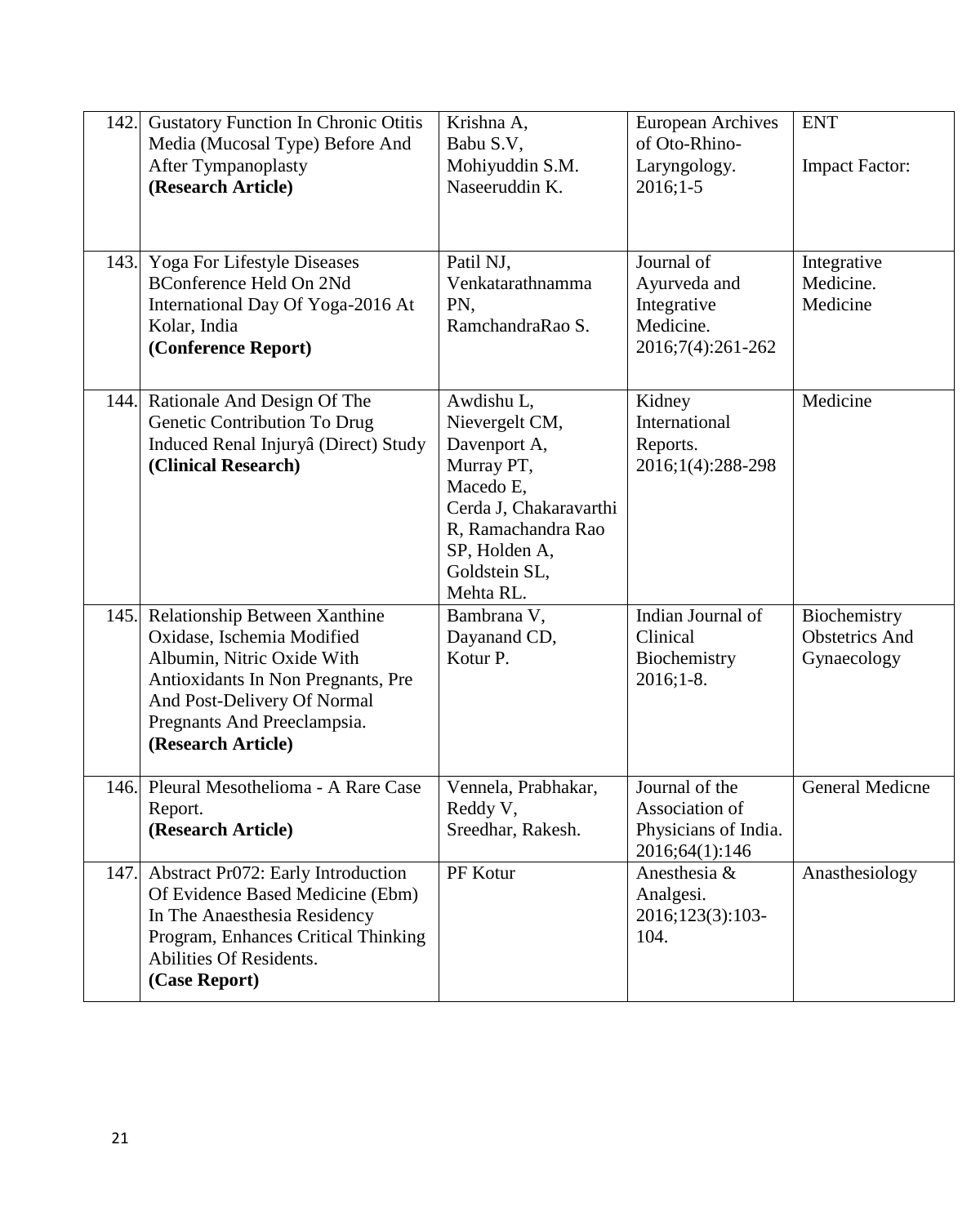| 142. | Gustatory Function In Chronic Otitis Media (Mucosal Type) Before And After Tympanoplasty **(Research Article)** | Krishna A, Babu S.V, Mohiyuddin S.M. Naseeruddin K. | European Archives of Oto-Rhino-Laryngology. 2016;1-5 | ENT Impact Factor: |
|---|---|---|---|---|
| 143. | Yoga For Lifestyle Diseases BConference Held On 2Nd International Day Of Yoga-2016 At Kolar, India **(Conference Report)** | Patil NJ, Venkatarathnamma PN, RamchandraRao S. | Journal of Ayurveda and Integrative Medicine. 2016;7(4):261-262 | Integrative Medicine. Medicine |
| 144. | Rationale And Design Of The Genetic Contribution To Drug Induced Renal Injuryâ (Direct) Study **(Clinical Research)** | Awdishu L, Nievergelt CM, Davenport A, Murray PT, Macedo E, Cerda J, Chakaravarthi R, Ramachandra Rao SP, Holden A, Goldstein SL, Mehta RL. | Kidney International Reports. 2016;1(4):288-298 | Medicine |
| 145. | Relationship Between Xanthine Oxidase, Ischemia Modified Albumin, Nitric Oxide With Antioxidants In Non Pregnants, Pre And Post-Delivery Of Normal Pregnants And Preeclampsia. **(Research Article)** | Bambrana V, Dayanand CD, Kotur P. | Indian Journal of Clinical Biochemistry 2016;1-8. | Biochemistry Obstetrics And Gynaecology |
| 146. | Pleural Mesothelioma - A Rare Case Report. **(Research Article)** | Vennela, Prabhakar, Reddy V, Sreedhar, Rakesh. | Journal of the Association of Physicians of India. 2016;64(1):146 | General Medicne |
| 147. | Abstract Pr072: Early Introduction Of Evidence Based Medicine (Ebm) In The Anaesthesia Residency Program, Enhances Critical Thinking Abilities Of Residents. **(Case Report)** | PF Kotur | Anesthesia & Analgesi. 2016;123(3):103-104. | Anasthesiology |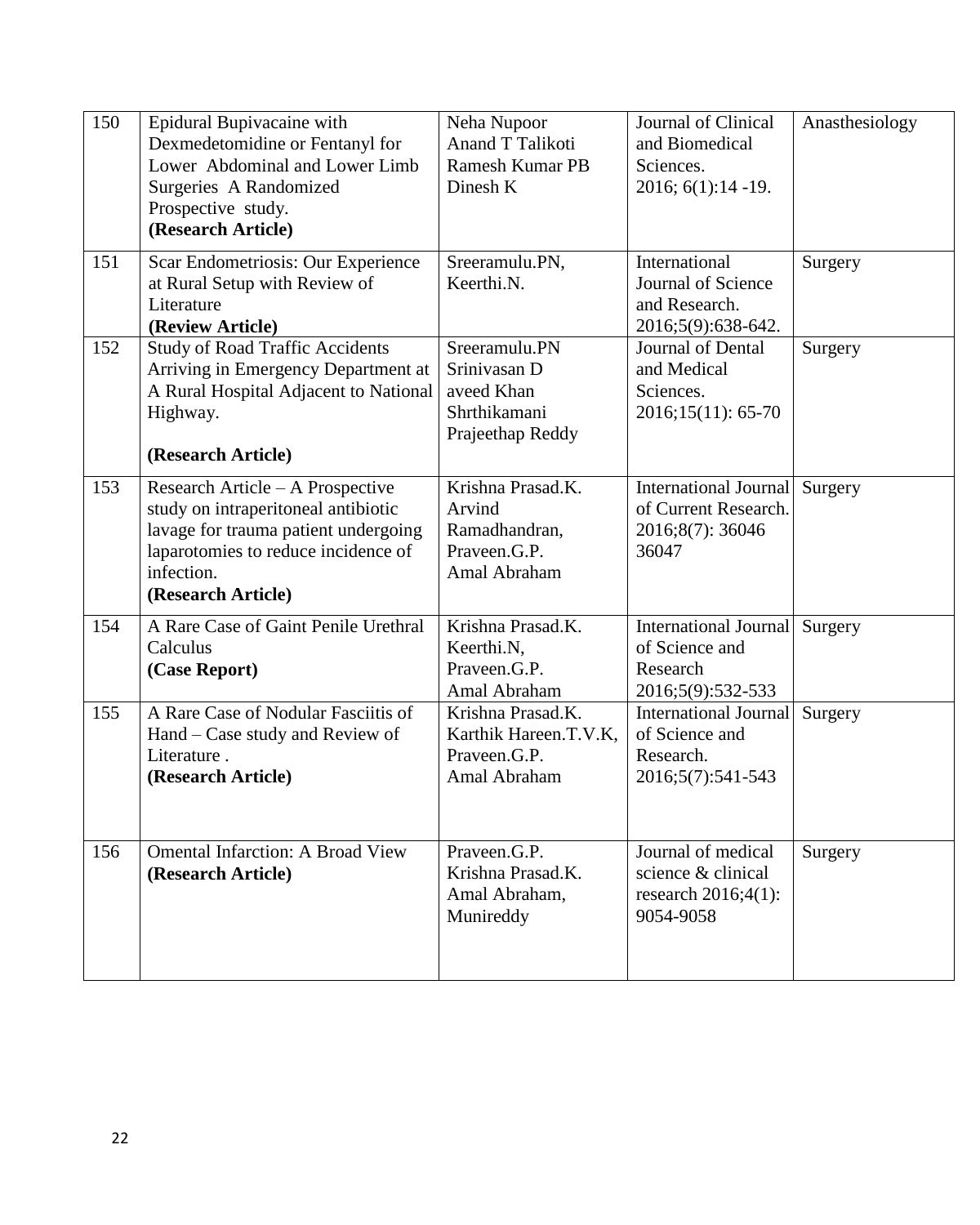| 150 | Epidural Bupivacaine with Dexmedetomidine or Fentanyl for Lower Abdominal and Lower Limb Surgeries A Randomized Prospective study. **(Research Article)** | Neha Nupoor<br>Anand T Talikoti<br>Ramesh Kumar PB<br>Dinesh K | Journal of Clinical and Biomedical Sciences. 2016; 6(1):14 -19. | Anasthesiology |
|---|---|---|---|---|
| 151 | Scar Endometriosis: Our Experience at Rural Setup with Review of Literature **(Review Article)** | Sreeramulu.PN,<br>Keerthi.N. | International Journal of Science and Research. 2016;5(9):638-642. | Surgery |
| 152 | Study of Road Traffic Accidents Arriving in Emergency Department at A Rural Hospital Adjacent to National Highway. **(Research Article)** | Sreeramulu.PN<br>Srinivasan D<br>aveed Khan<br>Shrthikamani<br>Prajeethap Reddy | Journal of Dental and Medical Sciences. 2016;15(11): 65-70 | Surgery |
| 153 | Research Article – A Prospective study on intraperitoneal antibiotic lavage for trauma patient undergoing laparotomies to reduce incidence of infection. **(Research Article)** | Krishna Prasad.K.<br>Arvind<br>Ramadhandran,<br>Praveen.G.P.<br>Amal Abraham | International Journal of Current Research. 2016;8(7): 36046 36047 | Surgery |
| 154 | A Rare Case of Gaint Penile Urethral Calculus **(Case Report)** | Krishna Prasad.K.<br>Keerthi.N,<br>Praveen.G.P.<br>Amal Abraham | International Journal of Science and Research 2016;5(9):532-533 | Surgery |
| 155 | A Rare Case of Nodular Fasciitis of Hand – Case study and Review of Literature . **(Research Article)** | Krishna Prasad.K.<br>Karthik Hareen.T.V.K,<br>Praveen.G.P.<br>Amal Abraham | International Journal of Science and Research. 2016;5(7):541-543 | Surgery |
| 156 | Omental Infarction: A Broad View **(Research Article)** | Praveen.G.P.<br>Krishna Prasad.K.<br>Amal Abraham,<br>Munireddy | Journal of medical science & clinical research 2016;4(1): 9054-9058 | Surgery |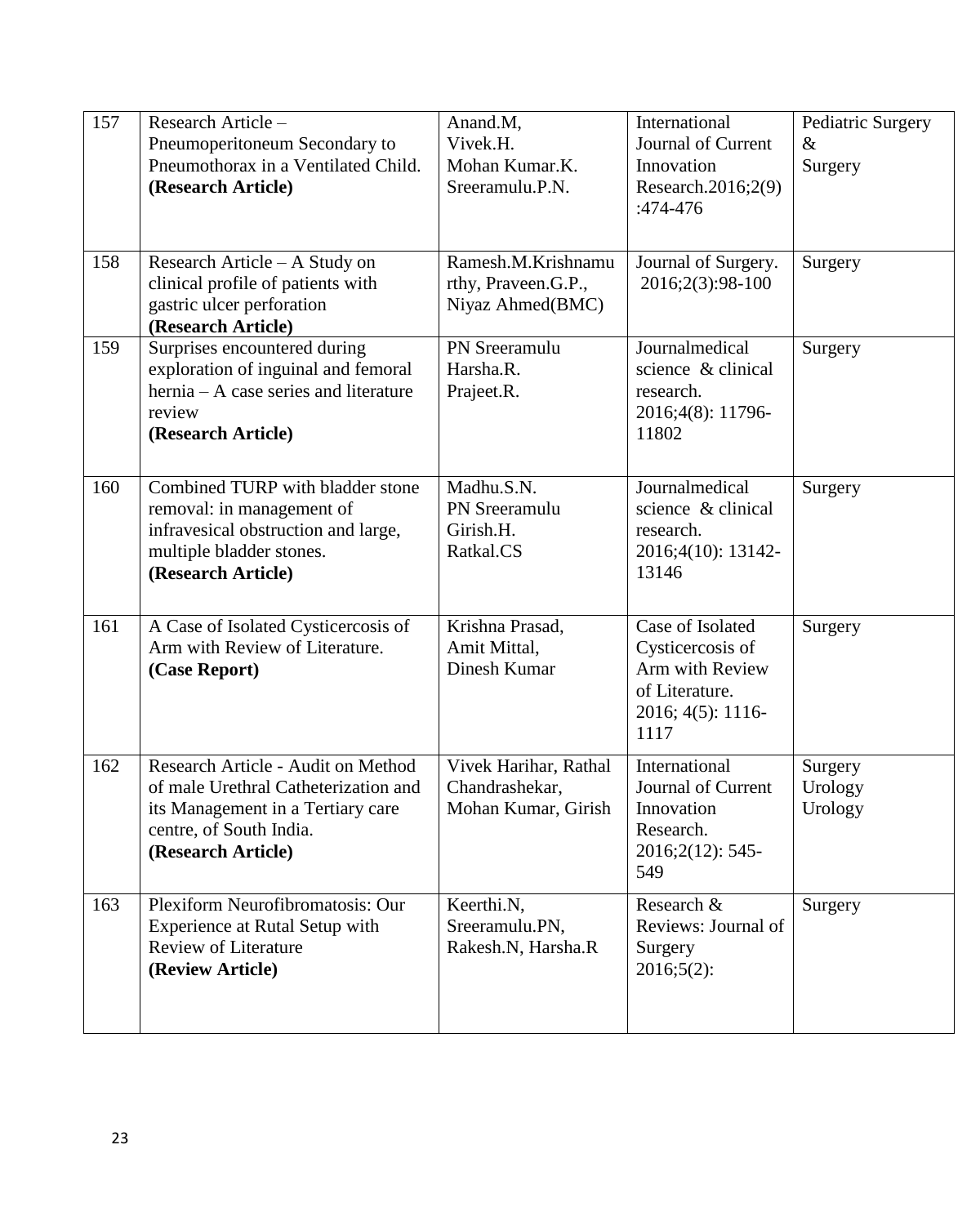| 157 | Research Article – Pneumoperitoneum Secondary to Pneumothorax in a Ventilated Child. **(Research Article)** | Anand.M, Vivek.H. Mohan Kumar.K. Sreeramulu.P.N. | International Journal of Current Innovation Research.2016;2(9):474-476 | Pediatric Surgery & Surgery |
|---|---|---|---|---|
| 158 | Research Article – A Study on clinical profile of patients with gastric ulcer perforation **(Research Article)** | Ramesh.M.Krishnamurthy, Praveen.G.P., Niyaz Ahmed(BMC) | Journal of Surgery. 2016;2(3):98-100 | Surgery |
| 159 | Surprises encountered during exploration of inguinal and femoral hernia – A case series and literature review **(Research Article)** | PN Sreeramulu Harsha.R. Prajeet.R. | Journalmedical science & clinical research. 2016;4(8): 11796-11802 | Surgery |
| 160 | Combined TURP with bladder stone removal: in management of infravesical obstruction and large, multiple bladder stones. **(Research Article)** | Madhu.S.N. PN Sreeramulu Girish.H. Ratkal.CS | Journalmedical science & clinical research. 2016;4(10): 13142-13146 | Surgery |
| 161 | A Case of Isolated Cysticercosis of Arm with Review of Literature. **(Case Report)** | Krishna Prasad, Amit Mittal, Dinesh Kumar | Case of Isolated Cysticercosis of Arm with Review of Literature. 2016; 4(5): 1116-1117 | Surgery |
| 162 | Research Article - Audit on Method of male Urethral Catheterization and its Management in a Tertiary care centre, of South India. **(Research Article)** | Vivek Harihar, Rathal Chandrashekar, Mohan Kumar, Girish | International Journal of Current Innovation Research. 2016;2(12): 545-549 | Surgery Urology Urology |
| 163 | Plexiform Neurofibromatosis: Our Experience at Rutal Setup with Review of Literature **(Review Article)** | Keerthi.N, Sreeramulu.PN, Rakesh.N, Harsha.R | Research & Reviews: Journal of Surgery 2016;5(2): | Surgery |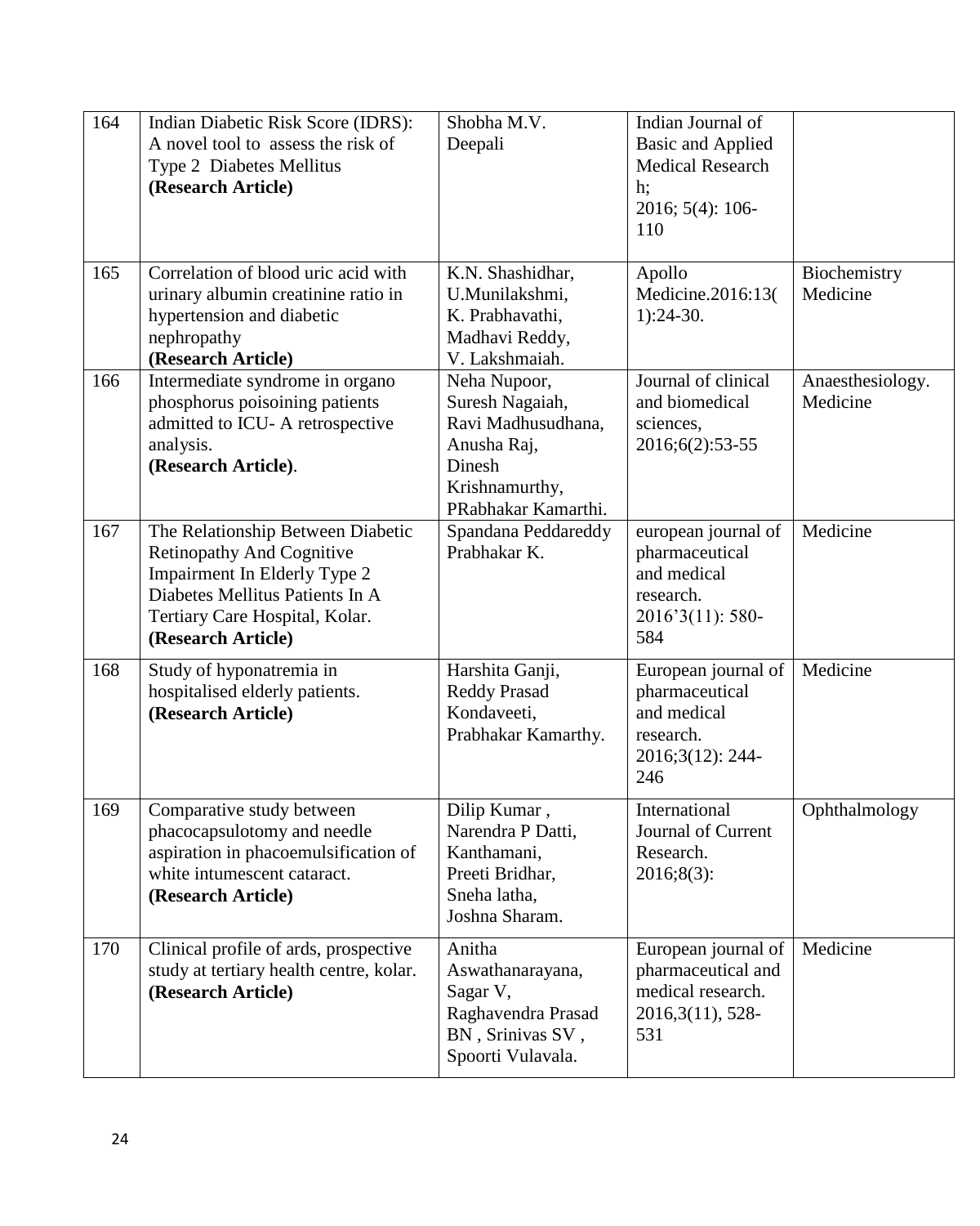| 164 | Indian Diabetic Risk Score (IDRS): A novel tool to assess the risk of Type 2 Diabetes Mellitus **(Research Article)** | Shobha M.V. Deepali | Indian Journal of Basic and Applied Medical Research h; 2016; 5(4): 106-110 | |
|---|---|---|---|---|
| 165 | Correlation of blood uric acid with urinary albumin creatinine ratio in hypertension and diabetic nephropathy **(Research Article)** | K.N. Shashidhar, U.Munilakshmi, K. Prabhavathi, Madhavi Reddy, V. Lakshmaiah. | Apollo Medicine.2016:13(1):24-30. | Biochemistry Medicine |
| 166 | Intermediate syndrome in organo phosphorus poisoining patients admitted to ICU- A retrospective analysis. **(Research Article)**. | Neha Nupoor, Suresh Nagaiah, Ravi Madhusudhana, Anusha Raj, Dinesh Krishnamurthy, PRabhakar Kamarthi. | Journal of clinical and biomedical sciences, 2016;6(2):53-55 | Anaesthesiology. Medicine |
| 167 | The Relationship Between Diabetic Retinopathy And Cognitive Impairment In Elderly Type 2 Diabetes Mellitus Patients In A Tertiary Care Hospital, Kolar. **(Research Article)** | Spandana Peddareddy Prabhakar K. | european journal of pharmaceutical and medical research. 2016'3(11): 580-584 | Medicine |
| 168 | Study of hyponatremia in hospitalised elderly patients. **(Research Article)** | Harshita Ganji, Reddy Prasad Kondaveeti, Prabhakar Kamarthy. | European journal of pharmaceutical and medical research. 2016;3(12): 244-246 | Medicine |
| 169 | Comparative study between phacocapsulotomy and needle aspiration in phacoemulsification of white intumescent cataract. **(Research Article)** | Dilip Kumar , Narendra P Datti, Kanthamani, Preeti Bridhar, Sneha latha, Joshna Sharam. | International Journal of Current Research. 2016;8(3): | Ophthalmology |
| 170 | Clinical profile of ards, prospective study at tertiary health centre, kolar. **(Research Article)** | Anitha Aswathanarayana, Sagar V, Raghavendra Prasad BN , Srinivas SV , Spoorti Vulavala. | European journal of pharmaceutical and medical research. 2016,3(11), 528-531 | Medicine |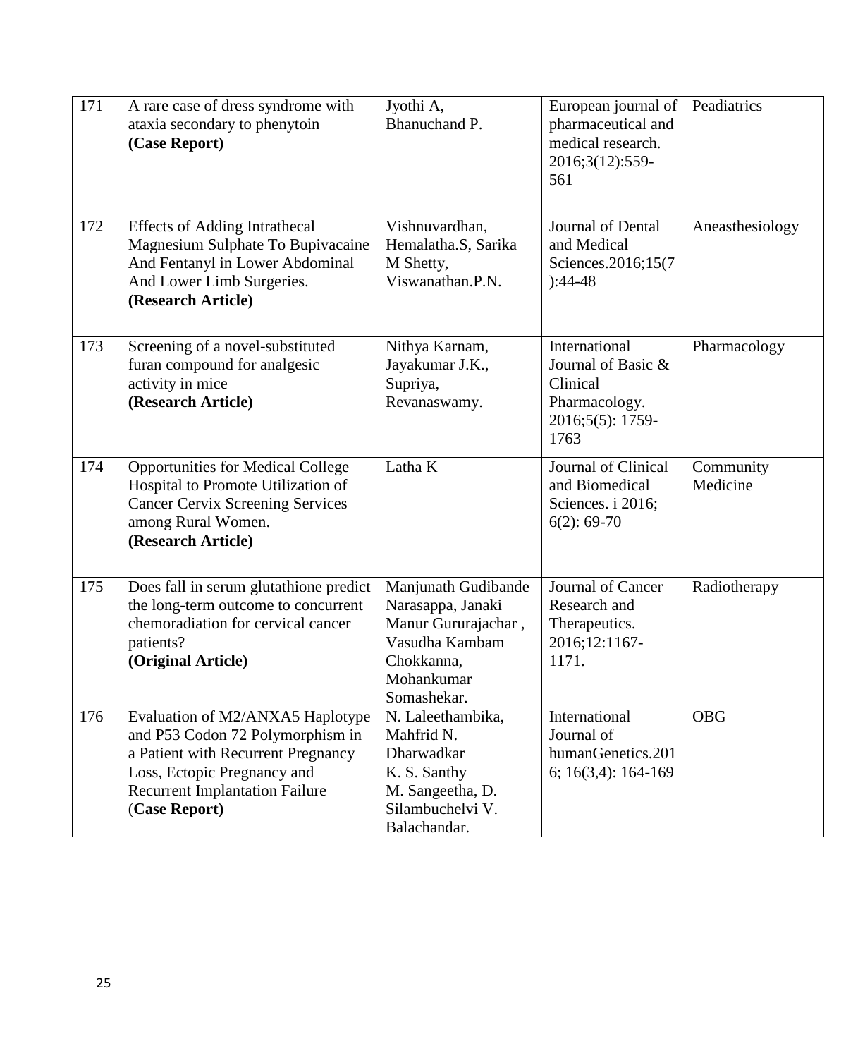| | | | | |
|---|---|---|---|---|
| 171 | A rare case of dress syndrome with ataxia secondary to phenytoin **(Case Report)** | Jyothi A, Bhanuchand P. | European journal of pharmaceutical and medical research. 2016;3(12):559-561 | Peadiatrics |
| 172 | Effects of Adding Intrathecal Magnesium Sulphate To Bupivacaine And Fentanyl in Lower Abdominal And Lower Limb Surgeries. **(Research Article)** | Vishnuvardhan, Hemalatha.S, Sarika M Shetty, Viswanathan.P.N. | Journal of Dental and Medical Sciences.2016;15(7):44-48 | Aneasthesiology |
| 173 | Screening of a novel-substituted furan compound for analgesic activity in mice **(Research Article)** | Nithya Karnam, Jayakumar J.K., Supriya, Revanaswamy. | International Journal of Basic & Clinical Pharmacology. 2016;5(5): 1759-1763 | Pharmacology |
| 174 | Opportunities for Medical College Hospital to Promote Utilization of Cancer Cervix Screening Services among Rural Women. **(Research Article)** | Latha K | Journal of Clinical and Biomedical Sciences. i 2016; 6(2): 69-70 | Community Medicine |
| 175 | Does fall in serum glutathione predict the long-term outcome to concurrent chemoradiation for cervical cancer patients? **(Original Article)** | Manjunath Gudibande Narasappa, Janaki Manur Gururajachar , Vasudha Kambam Chokkanna, Mohankumar Somashekar. | Journal of Cancer Research and Therapeutics. 2016;12:1167-1171. | Radiotherapy |
| 176 | Evaluation of M2/ANXA5 Haplotype and P53 Codon 72 Polymorphism in a Patient with Recurrent Pregnancy Loss, Ectopic Pregnancy and Recurrent Implantation Failure (**Case Report)** | N. Laleethambika, Mahfrid N. Dharwadkar K. S. Santhy M. Sangeetha, D. Silambuchelvi V. Balachandar. | International Journal of humanGenetics.2016; 16(3,4): 164-169 | OBG |